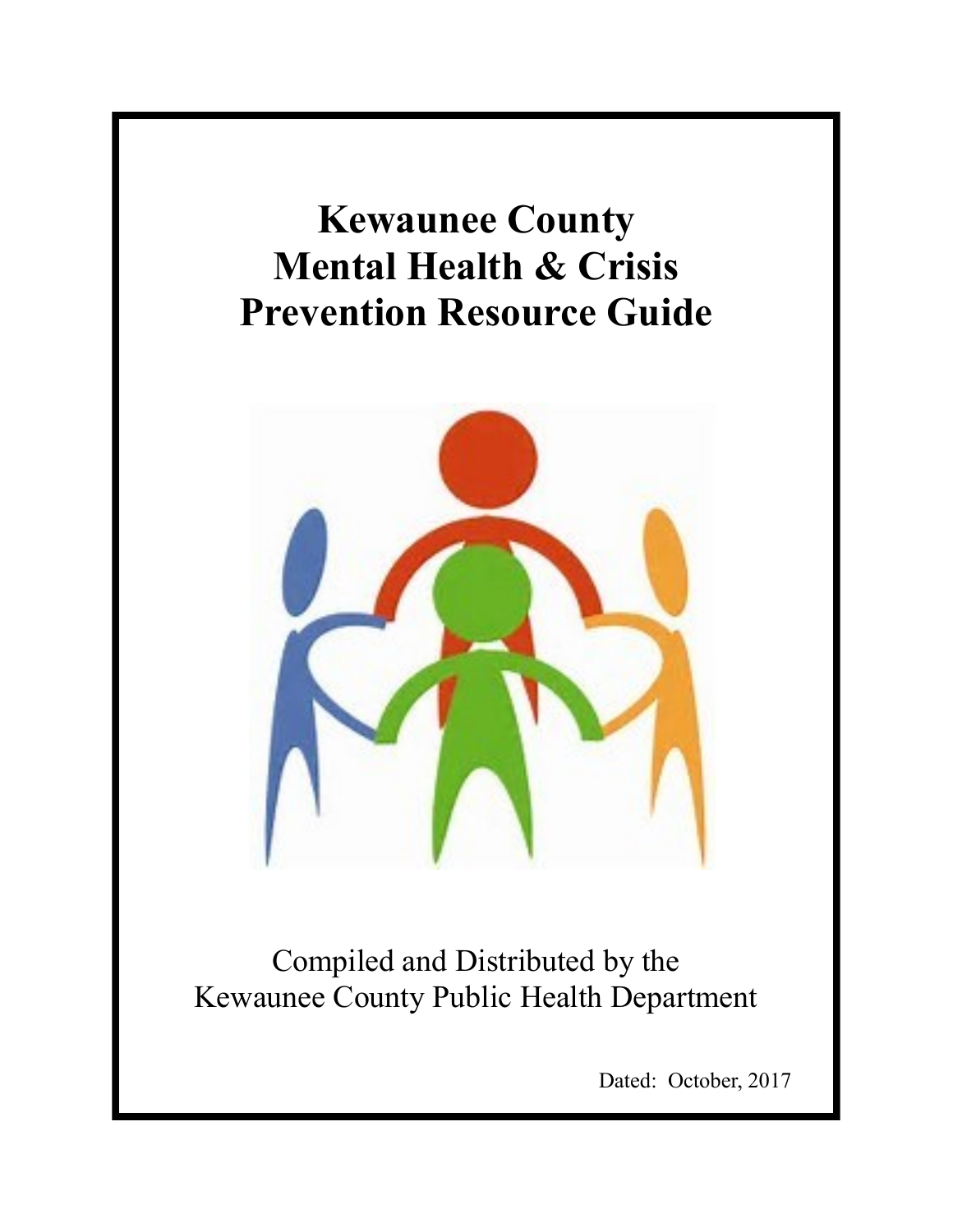# Kewaunee County Mental Health & Crisis Prevention Resource Guide

Compiled and Distributed by the
Kewaunee County Public Health Department

Dated: October, 2017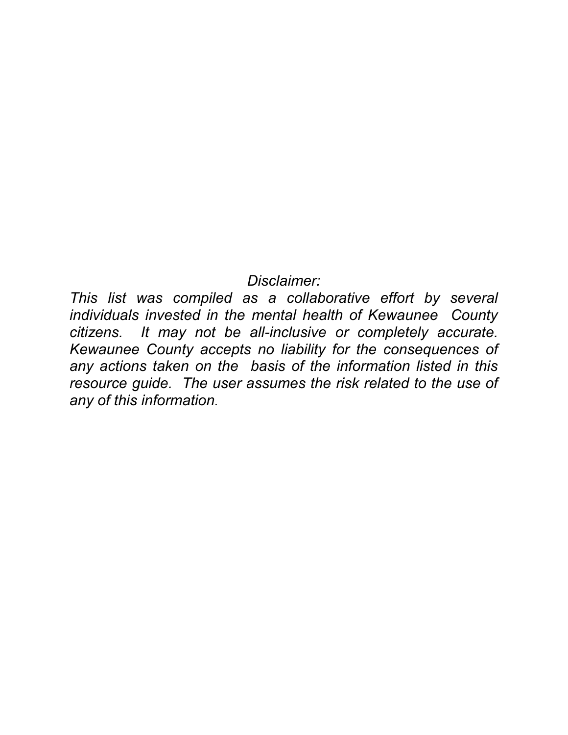*Disclaimer:*

*This list was compiled as a collaborative effort by several individuals invested in the mental health of Kewaunee County citizens. It may not be all-inclusive or completely accurate. Kewaunee County accepts no liability for the consequences of any actions taken on the basis of the information listed in this resource guide. The user assumes the risk related to the use of any of this information.*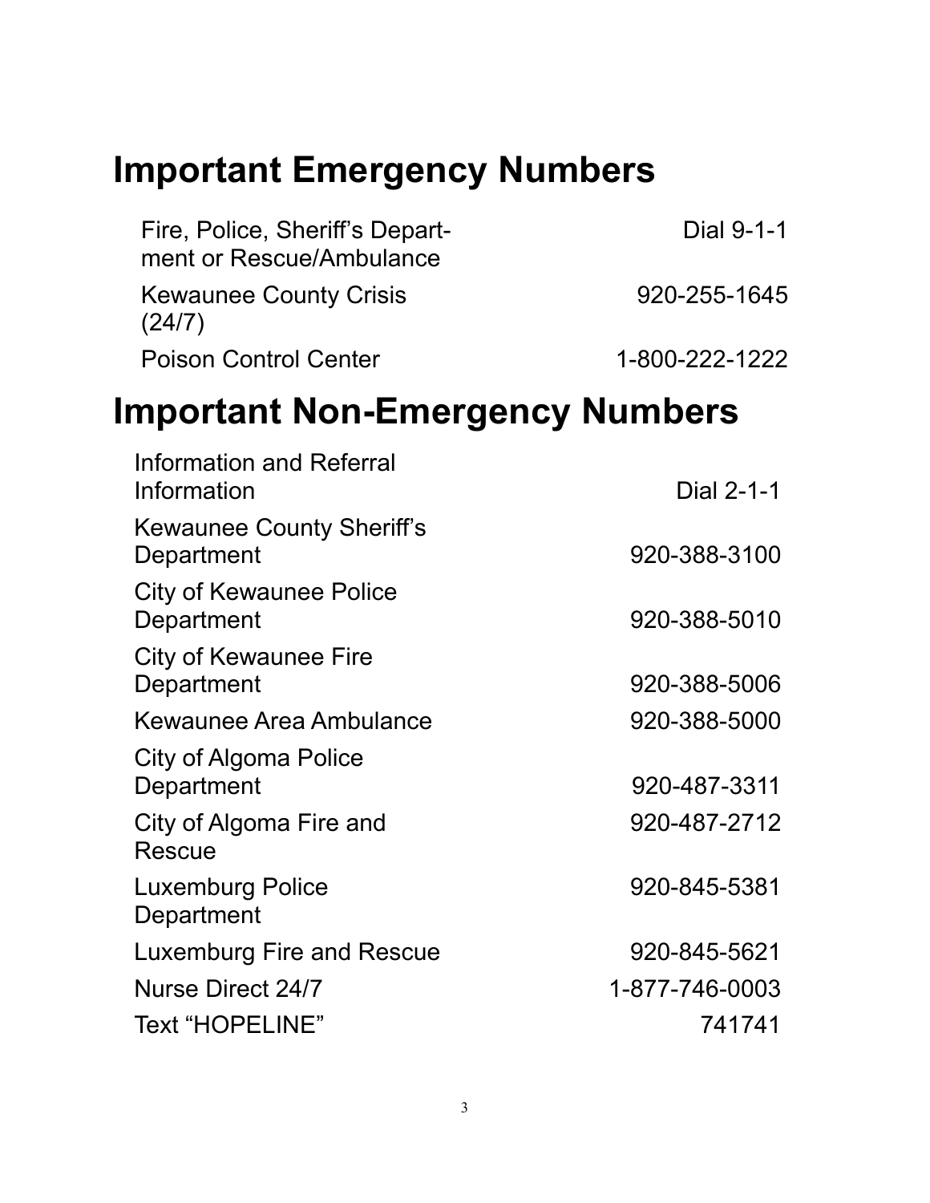# Important Emergency Numbers

| | |
|---|---|
| Fire, Police, Sheriff's Department or Rescue/Ambulance | Dial 9-1-1 |
| Kewaunee County Crisis (24/7) | 920-255-1645 |
| Poison Control Center | 1-800-222-1222 |

# Important Non-Emergency Numbers

| | |
|---|---|
| Information and Referral Information | Dial 2-1-1 |
| Kewaunee County Sheriff's Department | 920-388-3100 |
| City of Kewaunee Police Department | 920-388-5010 |
| City of Kewaunee Fire Department | 920-388-5006 |
| Kewaunee Area Ambulance | 920-388-5000 |
| City of Algoma Police Department | 920-487-3311 |
| City of Algoma Fire and Rescue | 920-487-2712 |
| Luxemburg Police Department | 920-845-5381 |
| Luxemburg Fire and Rescue | 920-845-5621 |
| Nurse Direct 24/7 | 1-877-746-0003 |
| Text "HOPELINE" | 741741 |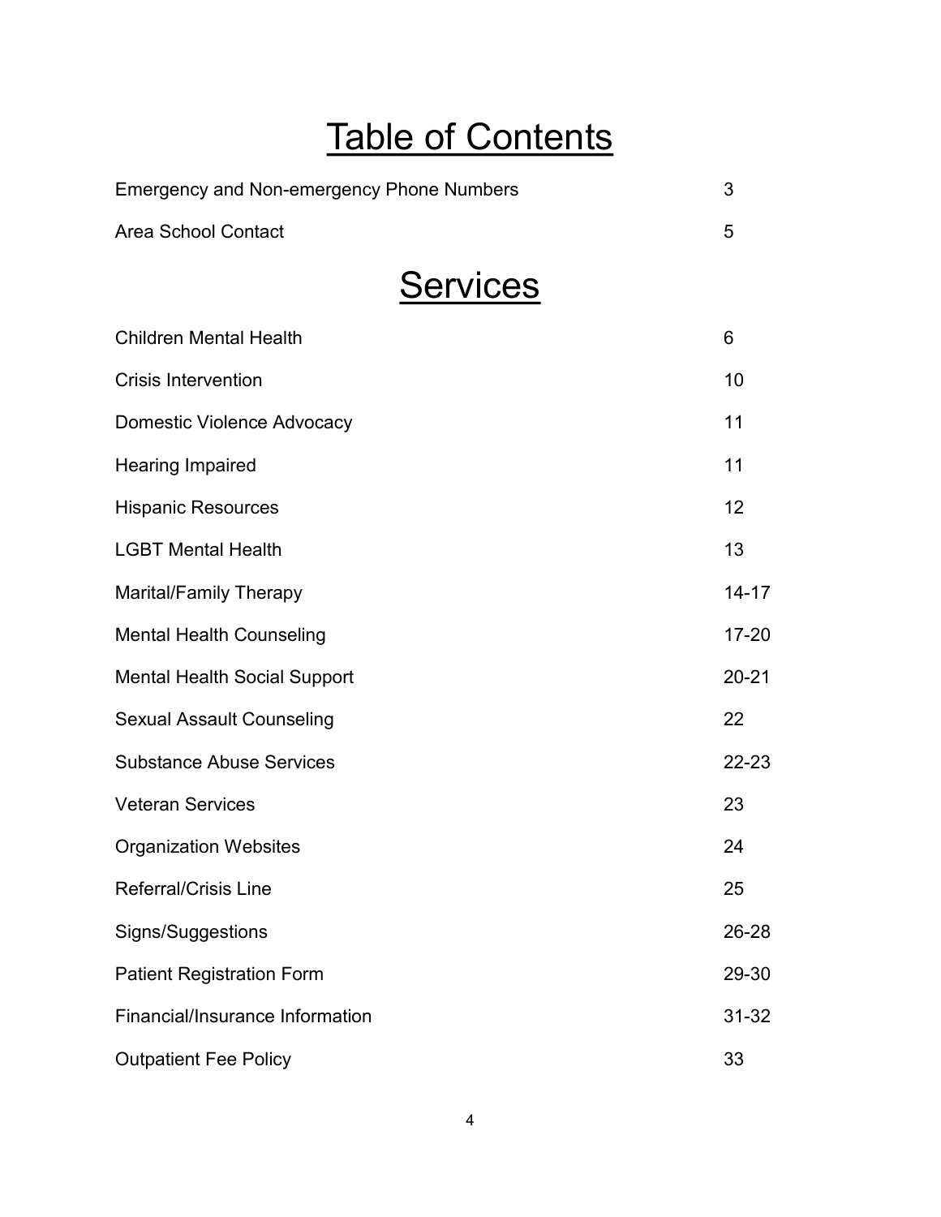# Table of Contents

| | |
|---|---|
| Emergency and Non-emergency Phone Numbers | 3 |
| Area School Contact | 5 |

# Services

| | |
|---|---|
| Children Mental Health | 6 |
| Crisis Intervention | 10 |
| Domestic Violence Advocacy | 11 |
| Hearing Impaired | 11 |
| Hispanic Resources | 12 |
| LGBT Mental Health | 13 |
| Marital/Family Therapy | 14-17 |
| Mental Health Counseling | 17-20 |
| Mental Health Social Support | 20-21 |
| Sexual Assault Counseling | 22 |
| Substance Abuse Services | 22-23 |
| Veteran Services | 23 |
| Organization Websites | 24 |
| Referral/Crisis Line | 25 |
| Signs/Suggestions | 26-28 |
| Patient Registration Form | 29-30 |
| Financial/Insurance Information | 31-32 |
| Outpatient Fee Policy | 33 |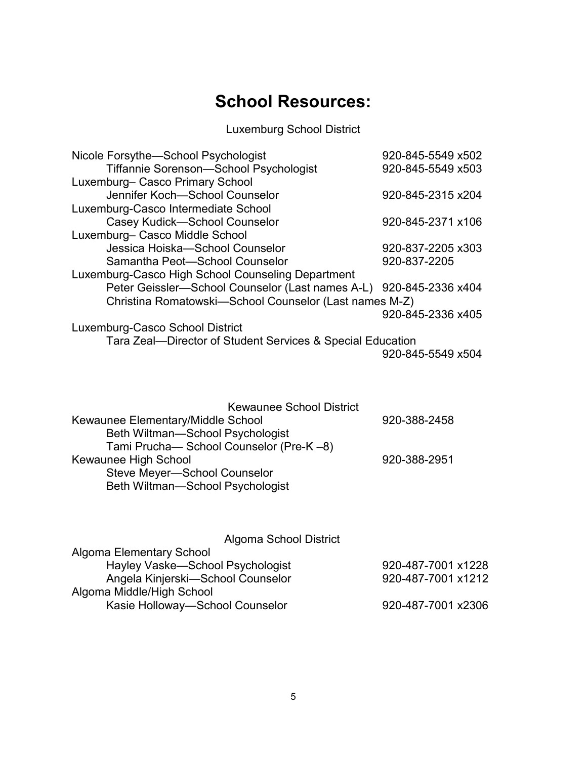# School Resources:

Luxemburg School District

Nicole Forsythe—School Psychologist 920-845-5549 x502

Tiffannie Sorenson—School Psychologist 920-845-5549 x503

Luxemburg– Casco Primary School

Jennifer Koch—School Counselor 920-845-2315 x204

Luxemburg-Casco Intermediate School

Casey Kudick—School Counselor 920-845-2371 x106

Luxemburg– Casco Middle School

Jessica Hoiska—School Counselor 920-837-2205 x303

Samantha Peot—School Counselor 920-837-2205

Luxemburg-Casco High School Counseling Department

Peter Geissler—School Counselor (Last names A-L) 920-845-2336 x404

Christina Romatowski—School Counselor (Last names M-Z) 920-845-2336 x405

Luxemburg-Casco School District

Tara Zeal—Director of Student Services & Special Education 920-845-5549 x504

Kewaunee School District

Kewaunee Elementary/Middle School 920-388-2458

Beth Wiltman—School Psychologist

Tami Prucha— School Counselor (Pre-K –8)

Kewaunee High School 920-388-2951

Steve Meyer—School Counselor

Beth Wiltman—School Psychologist

Algoma School District

Algoma Elementary School

Hayley Vaske—School Psychologist 920-487-7001 x1228

Angela Kinjerski—School Counselor 920-487-7001 x1212

Algoma Middle/High School

Kasie Holloway—School Counselor 920-487-7001 x2306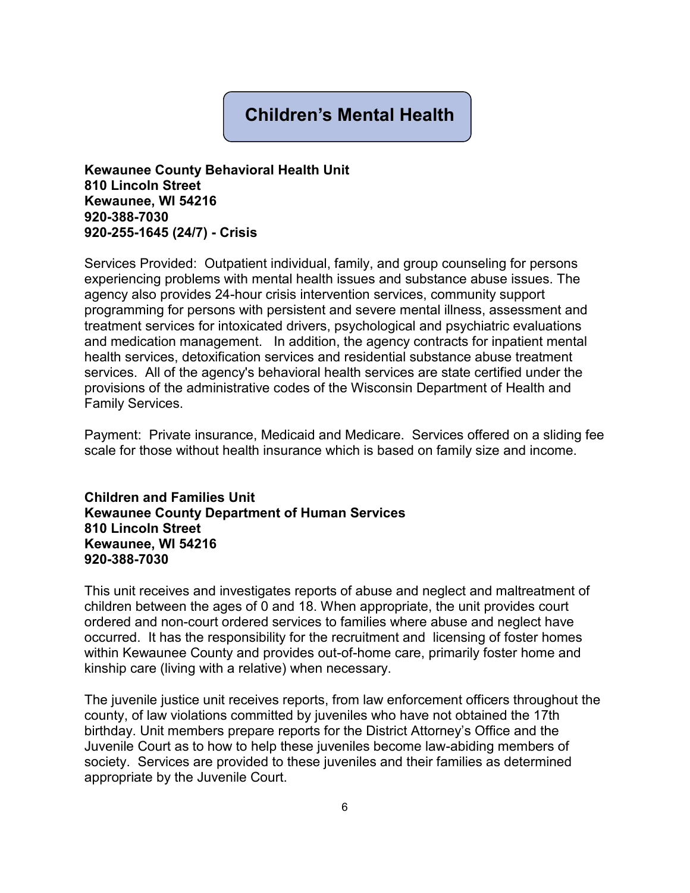# Children's Mental Health

**Kewaunee County Behavioral Health Unit**
**810 Lincoln Street**
**Kewaunee, WI 54216**
**920-388-7030**
**920-255-1645 (24/7) - Crisis**

Services Provided: Outpatient individual, family, and group counseling for persons experiencing problems with mental health issues and substance abuse issues. The agency also provides 24-hour crisis intervention services, community support programming for persons with persistent and severe mental illness, assessment and treatment services for intoxicated drivers, psychological and psychiatric evaluations and medication management. In addition, the agency contracts for inpatient mental health services, detoxification services and residential substance abuse treatment services. All of the agency's behavioral health services are state certified under the provisions of the administrative codes of the Wisconsin Department of Health and Family Services.

Payment: Private insurance, Medicaid and Medicare. Services offered on a sliding fee scale for those without health insurance which is based on family size and income.

**Children and Families Unit**
**Kewaunee County Department of Human Services**
**810 Lincoln Street**
**Kewaunee, WI 54216**
**920-388-7030**

This unit receives and investigates reports of abuse and neglect and maltreatment of children between the ages of 0 and 18. When appropriate, the unit provides court ordered and non-court ordered services to families where abuse and neglect have occurred. It has the responsibility for the recruitment and licensing of foster homes within Kewaunee County and provides out-of-home care, primarily foster home and kinship care (living with a relative) when necessary.

The juvenile justice unit receives reports, from law enforcement officers throughout the county, of law violations committed by juveniles who have not obtained the 17th birthday. Unit members prepare reports for the District Attorney's Office and the Juvenile Court as to how to help these juveniles become law-abiding members of society. Services are provided to these juveniles and their families as determined appropriate by the Juvenile Court.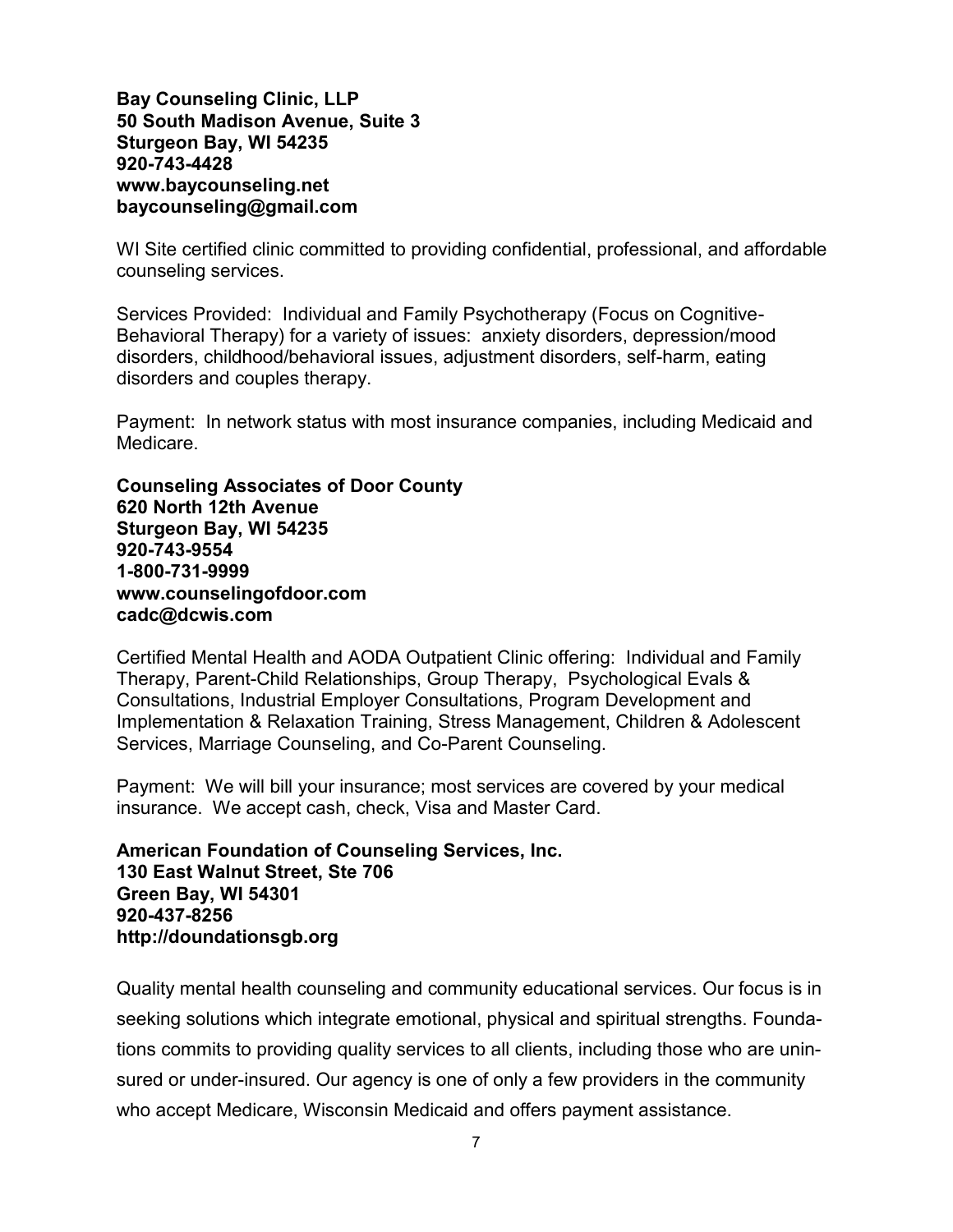**Bay Counseling Clinic, LLP**
**50 South Madison Avenue, Suite 3**
**Sturgeon Bay, WI 54235**
**920-743-4428**
**www.baycounseling.net**
**baycounseling@gmail.com**

WI Site certified clinic committed to providing confidential, professional, and affordable counseling services.

Services Provided: Individual and Family Psychotherapy (Focus on Cognitive-Behavioral Therapy) for a variety of issues: anxiety disorders, depression/mood disorders, childhood/behavioral issues, adjustment disorders, self-harm, eating disorders and couples therapy.

Payment: In network status with most insurance companies, including Medicaid and Medicare.

**Counseling Associates of Door County**
**620 North 12th Avenue**
**Sturgeon Bay, WI 54235**
**920-743-9554**
**1-800-731-9999**
**www.counselingofdoor.com**
**cadc@dcwis.com**

Certified Mental Health and AODA Outpatient Clinic offering: Individual and Family Therapy, Parent-Child Relationships, Group Therapy, Psychological Evals & Consultations, Industrial Employer Consultations, Program Development and Implementation & Relaxation Training, Stress Management, Children & Adolescent Services, Marriage Counseling, and Co-Parent Counseling.

Payment: We will bill your insurance; most services are covered by your medical insurance. We accept cash, check, Visa and Master Card.

**American Foundation of Counseling Services, Inc.**
**130 East Walnut Street, Ste 706**
**Green Bay, WI 54301**
**920-437-8256**
**http://doundationsgb.org**

Quality mental health counseling and community educational services. Our focus is in seeking solutions which integrate emotional, physical and spiritual strengths. Foundations commits to providing quality services to all clients, including those who are uninsured or under-insured. Our agency is one of only a few providers in the community who accept Medicare, Wisconsin Medicaid and offers payment assistance.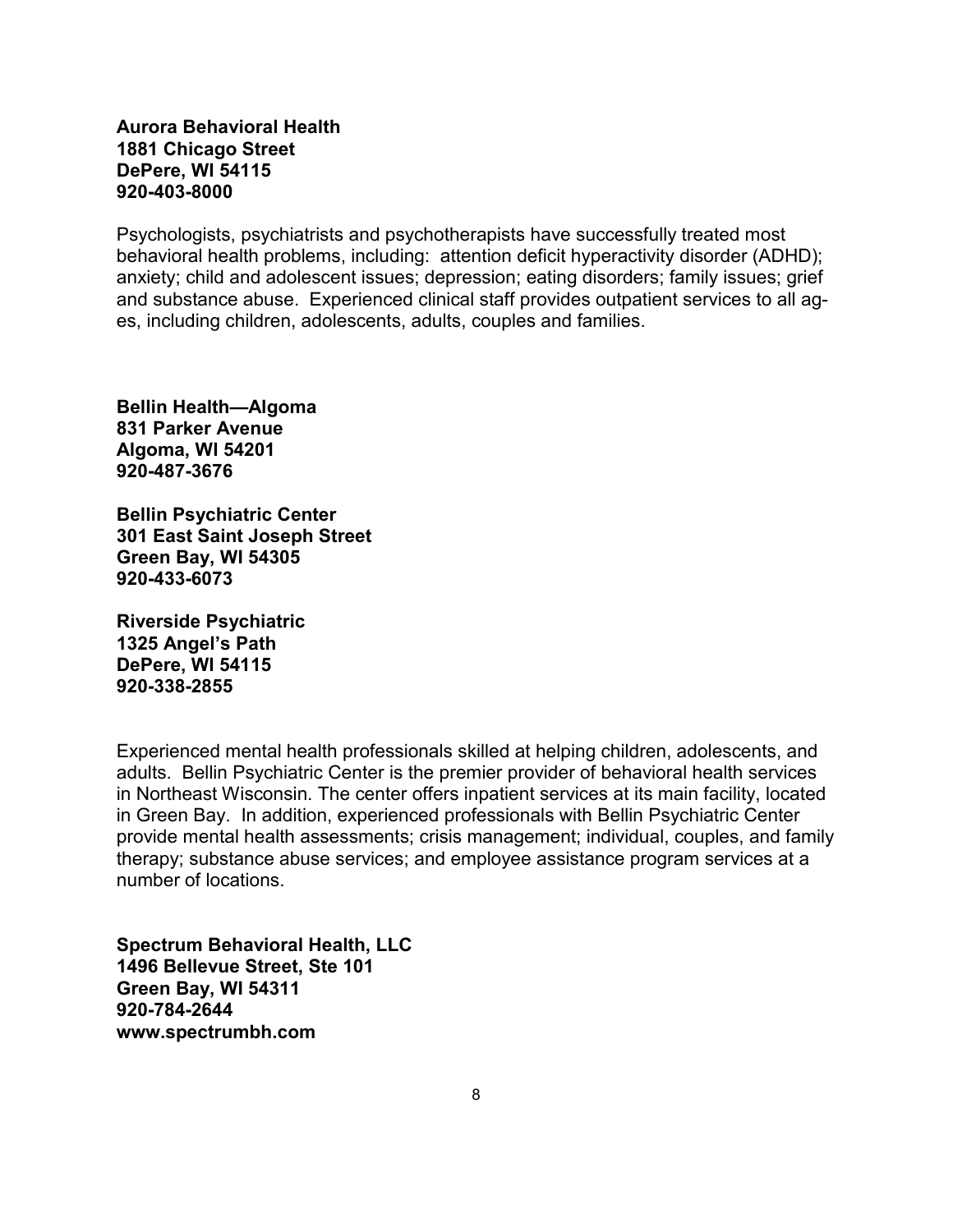**Aurora Behavioral Health**
**1881 Chicago Street**
**DePere, WI 54115**
**920-403-8000**

Psychologists, psychiatrists and psychotherapists have successfully treated most behavioral health problems, including: attention deficit hyperactivity disorder (ADHD); anxiety; child and adolescent issues; depression; eating disorders; family issues; grief and substance abuse. Experienced clinical staff provides outpatient services to all ages, including children, adolescents, adults, couples and families.

**Bellin Health—Algoma**
**831 Parker Avenue**
**Algoma, WI 54201**
**920-487-3676**

**Bellin Psychiatric Center**
**301 East Saint Joseph Street**
**Green Bay, WI 54305**
**920-433-6073**

**Riverside Psychiatric**
**1325 Angel's Path**
**DePere, WI 54115**
**920-338-2855**

Experienced mental health professionals skilled at helping children, adolescents, and adults. Bellin Psychiatric Center is the premier provider of behavioral health services in Northeast Wisconsin. The center offers inpatient services at its main facility, located in Green Bay. In addition, experienced professionals with Bellin Psychiatric Center provide mental health assessments; crisis management; individual, couples, and family therapy; substance abuse services; and employee assistance program services at a number of locations.

**Spectrum Behavioral Health, LLC**
**1496 Bellevue Street, Ste 101**
**Green Bay, WI 54311**
**920-784-2644**
**www.spectrumbh.com**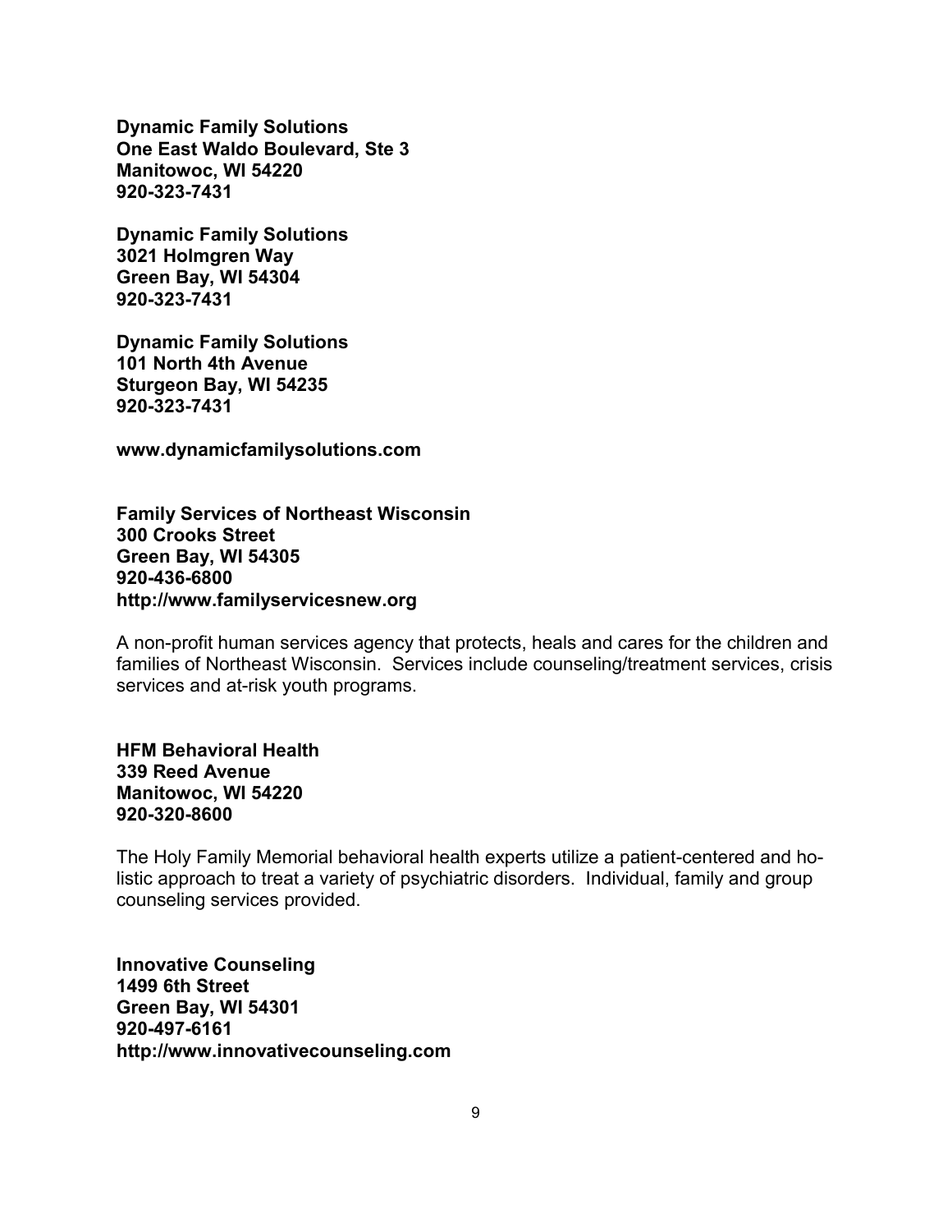**Dynamic Family Solutions**
**One East Waldo Boulevard, Ste 3**
**Manitowoc, WI 54220**
**920-323-7431**

**Dynamic Family Solutions**
**3021 Holmgren Way**
**Green Bay, WI 54304**
**920-323-7431**

**Dynamic Family Solutions**
**101 North 4th Avenue**
**Sturgeon Bay, WI 54235**
**920-323-7431**

**www.dynamicfamilysolutions.com**

**Family Services of Northeast Wisconsin**
**300 Crooks Street**
**Green Bay, WI 54305**
**920-436-6800**
**http://www.familyservicesnew.org**

A non-profit human services agency that protects, heals and cares for the children and families of Northeast Wisconsin. Services include counseling/treatment services, crisis services and at-risk youth programs.

**HFM Behavioral Health**
**339 Reed Avenue**
**Manitowoc, WI 54220**
**920-320-8600**

The Holy Family Memorial behavioral health experts utilize a patient-centered and holistic approach to treat a variety of psychiatric disorders. Individual, family and group counseling services provided.

**Innovative Counseling**
**1499 6th Street**
**Green Bay, WI 54301**
**920-497-6161**
**http://www.innovativecounseling.com**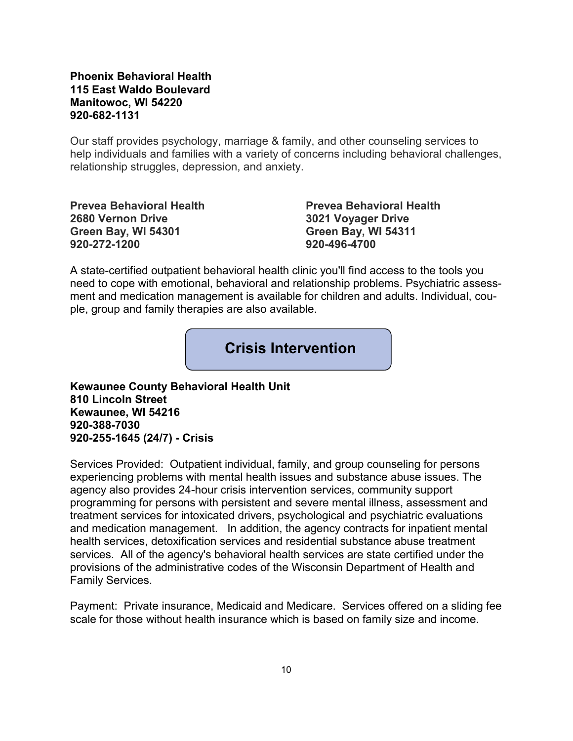**Phoenix Behavioral Health**
**115 East Waldo Boulevard**
**Manitowoc, WI 54220**
**920-682-1131**

Our staff provides psychology, marriage & family, and other counseling services to help individuals and families with a variety of concerns including behavioral challenges, relationship struggles, depression, and anxiety.

**Prevea Behavioral Health**
**2680 Vernon Drive**
**Green Bay, WI 54301**
**920-272-1200**

**Prevea Behavioral Health**
**3021 Voyager Drive**
**Green Bay, WI 54311**
**920-496-4700**

A state-certified outpatient behavioral health clinic you'll find access to the tools you need to cope with emotional, behavioral and relationship problems. Psychiatric assessment and medication management is available for children and adults. Individual, couple, group and family therapies are also available.

## Crisis Intervention

**Kewaunee County Behavioral Health Unit**
**810 Lincoln Street**
**Kewaunee, WI 54216**
**920-388-7030**
**920-255-1645 (24/7) - Crisis**

Services Provided: Outpatient individual, family, and group counseling for persons experiencing problems with mental health issues and substance abuse issues. The agency also provides 24-hour crisis intervention services, community support programming for persons with persistent and severe mental illness, assessment and treatment services for intoxicated drivers, psychological and psychiatric evaluations and medication management. In addition, the agency contracts for inpatient mental health services, detoxification services and residential substance abuse treatment services. All of the agency's behavioral health services are state certified under the provisions of the administrative codes of the Wisconsin Department of Health and Family Services.

Payment: Private insurance, Medicaid and Medicare. Services offered on a sliding fee scale for those without health insurance which is based on family size and income.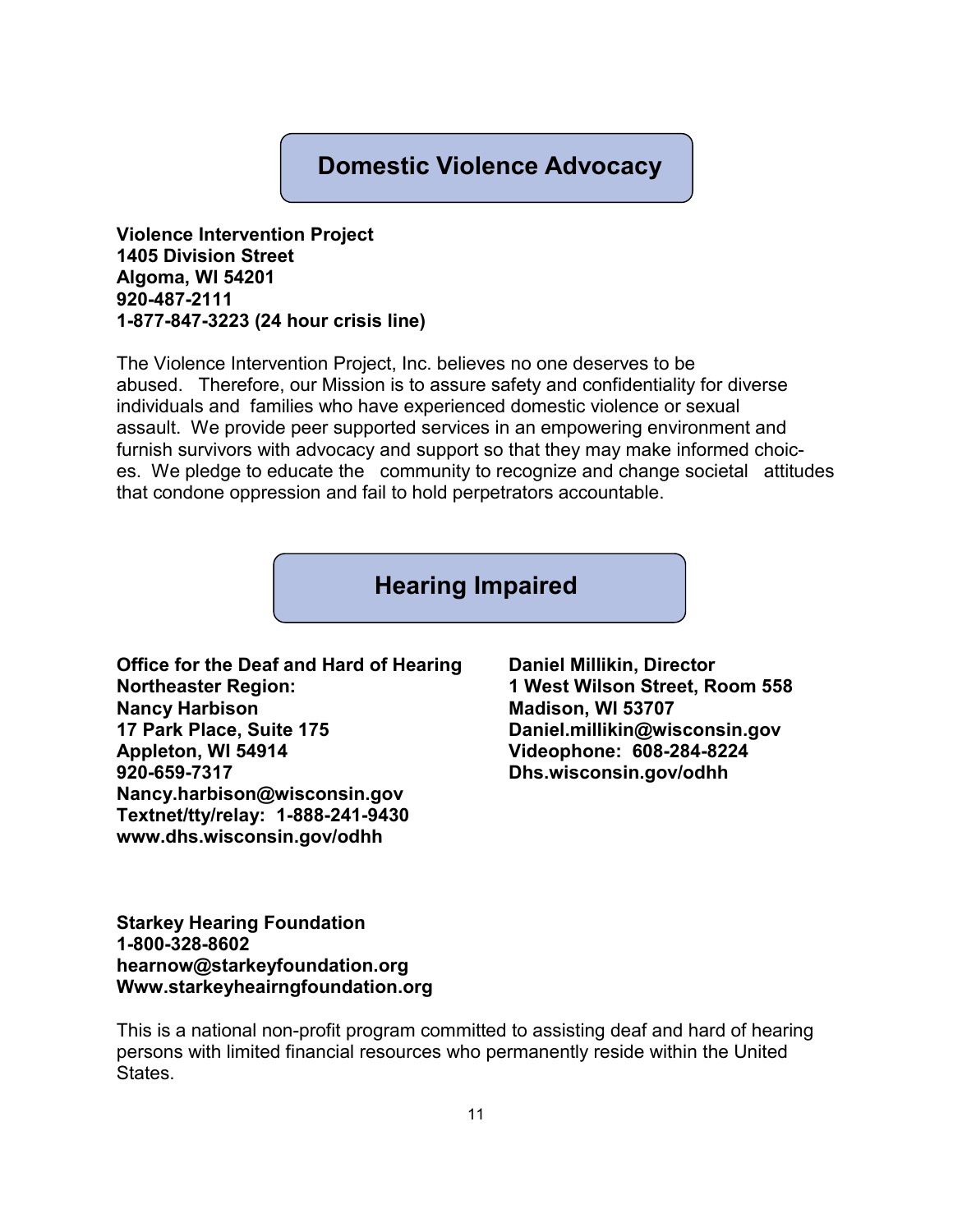## Domestic Violence Advocacy

**Violence Intervention Project**
**1405 Division Street**
**Algoma, WI 54201**
**920-487-2111**
**1-877-847-3223 (24 hour crisis line)**

The Violence Intervention Project, Inc. believes no one deserves to be abused. Therefore, our Mission is to assure safety and confidentiality for diverse individuals and families who have experienced domestic violence or sexual assault. We provide peer supported services in an empowering environment and furnish survivors with advocacy and support so that they may make informed choices. We pledge to educate the community to recognize and change societal attitudes that condone oppression and fail to hold perpetrators accountable.

## Hearing Impaired

**Office for the Deaf and Hard of Hearing**
**Northeaster Region:**
**Nancy Harbison**
**17 Park Place, Suite 175**
**Appleton, WI 54914**
**920-659-7317**
**Nancy.harbison@wisconsin.gov**
**Textnet/tty/relay: 1-888-241-9430**
**www.dhs.wisconsin.gov/odhh**

**Daniel Millikin, Director**
**1 West Wilson Street, Room 558**
**Madison, WI 53707**
**Daniel.millikin@wisconsin.gov**
**Videophone: 608-284-8224**
**Dhs.wisconsin.gov/odhh**

**Starkey Hearing Foundation**
**1-800-328-8602**
**hearnow@starkeyfoundation.org**
**Www.starkeyhearngfoundation.org**

This is a national non-profit program committed to assisting deaf and hard of hearing persons with limited financial resources who permanently reside within the United States.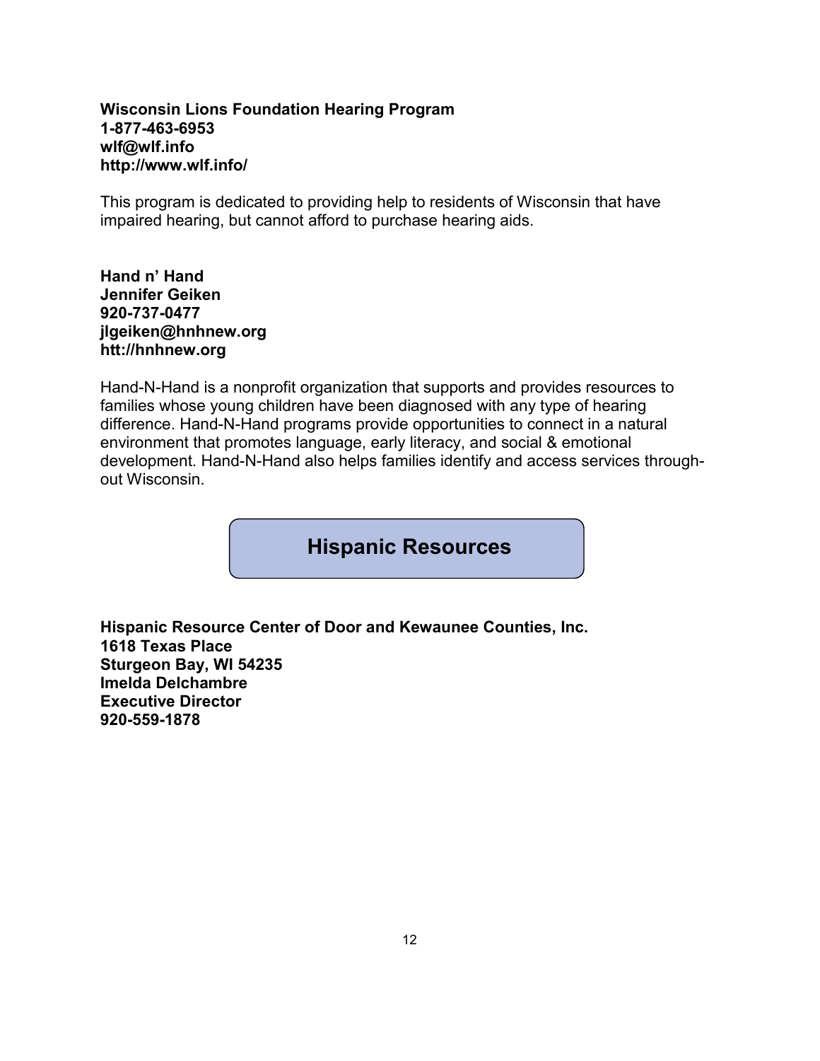**Wisconsin Lions Foundation Hearing Program**
**1-877-463-6953**
**wlf@wlf.info**
**http://www.wlf.info/**

This program is dedicated to providing help to residents of Wisconsin that have impaired hearing, but cannot afford to purchase hearing aids.

**Hand n' Hand**
**Jennifer Geiken**
**920-737-0477**
**jlgeiken@hnhnew.org**
**htt://hnhnew.org**

Hand-N-Hand is a nonprofit organization that supports and provides resources to families whose young children have been diagnosed with any type of hearing difference. Hand-N-Hand programs provide opportunities to connect in a natural environment that promotes language, early literacy, and social & emotional development. Hand-N-Hand also helps families identify and access services throughout Wisconsin.

## Hispanic Resources

**Hispanic Resource Center of Door and Kewaunee Counties, Inc.**
**1618 Texas Place**
**Sturgeon Bay, WI 54235**
**Imelda Delchambre**
**Executive Director**
**920-559-1878**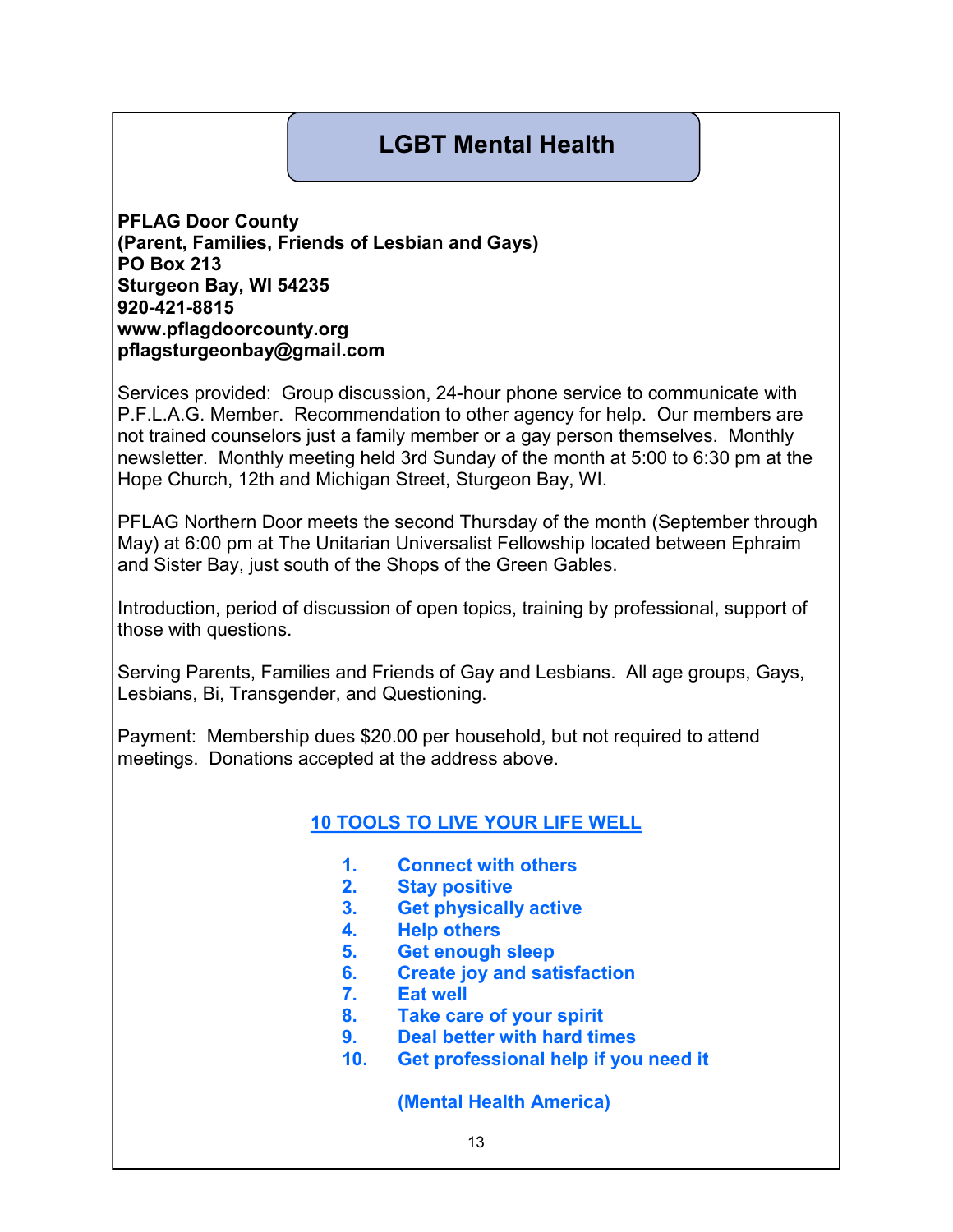# LGBT Mental Health

**PFLAG Door County**
**(Parent, Families, Friends of Lesbian and Gays)**
**PO Box 213**
**Sturgeon Bay, WI 54235**
**920-421-8815**
**www.pflagdoorcounty.org**
**pflagsturgeonbay@gmail.com**

Services provided: Group discussion, 24-hour phone service to communicate with P.F.L.A.G. Member. Recommendation to other agency for help. Our members are not trained counselors just a family member or a gay person themselves. Monthly newsletter. Monthly meeting held 3rd Sunday of the month at 5:00 to 6:30 pm at the Hope Church, 12th and Michigan Street, Sturgeon Bay, WI.

PFLAG Northern Door meets the second Thursday of the month (September through May) at 6:00 pm at The Unitarian Universalist Fellowship located between Ephraim and Sister Bay, just south of the Shops of the Green Gables.

Introduction, period of discussion of open topics, training by professional, support of those with questions.

Serving Parents, Families and Friends of Gay and Lesbians. All age groups, Gays, Lesbians, Bi, Transgender, and Questioning.

Payment: Membership dues $20.00 per household, but not required to attend meetings. Donations accepted at the address above.

## 10 TOOLS TO LIVE YOUR LIFE WELL

1. **Connect with others**
2. **Stay positive**
3. **Get physically active**
4. **Help others**
5. **Get enough sleep**
6. **Create joy and satisfaction**
7. **Eat well**
8. **Take care of your spirit**
9. **Deal better with hard times**
10. **Get professional help if you need it**

**(Mental Health America)**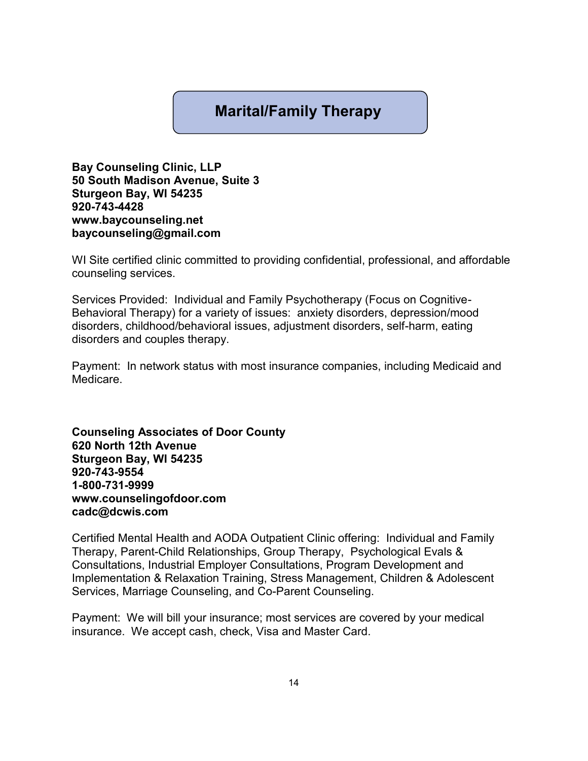# Marital/Family Therapy

**Bay Counseling Clinic, LLP**
**50 South Madison Avenue, Suite 3**
**Sturgeon Bay, WI 54235**
**920-743-4428**
**www.baycounseling.net**
**baycounseling@gmail.com**

WI Site certified clinic committed to providing confidential, professional, and affordable counseling services.

Services Provided: Individual and Family Psychotherapy (Focus on Cognitive-Behavioral Therapy) for a variety of issues: anxiety disorders, depression/mood disorders, childhood/behavioral issues, adjustment disorders, self-harm, eating disorders and couples therapy.

Payment: In network status with most insurance companies, including Medicaid and Medicare.

**Counseling Associates of Door County**
**620 North 12th Avenue**
**Sturgeon Bay, WI 54235**
**920-743-9554**
**1-800-731-9999**
**www.counselingofdoor.com**
**cadc@dcwis.com**

Certified Mental Health and AODA Outpatient Clinic offering: Individual and Family Therapy, Parent-Child Relationships, Group Therapy, Psychological Evals & Consultations, Industrial Employer Consultations, Program Development and Implementation & Relaxation Training, Stress Management, Children & Adolescent Services, Marriage Counseling, and Co-Parent Counseling.

Payment: We will bill your insurance; most services are covered by your medical insurance. We accept cash, check, Visa and Master Card.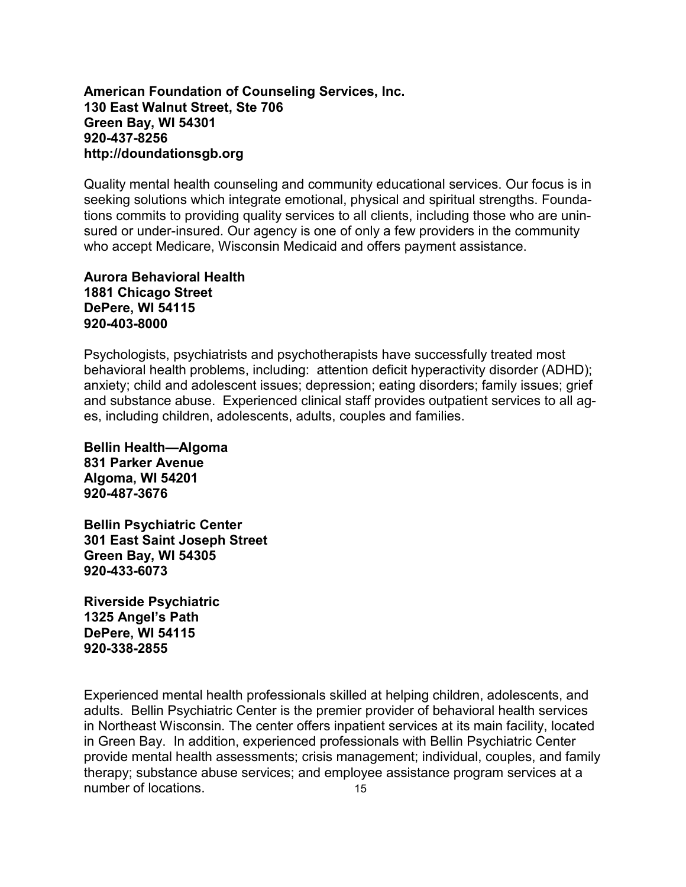**American Foundation of Counseling Services, Inc.**
**130 East Walnut Street, Ste 706**
**Green Bay, WI 54301**
**920-437-8256**
**http://doundationsgb.org**

Quality mental health counseling and community educational services. Our focus is in seeking solutions which integrate emotional, physical and spiritual strengths. Foundations commits to providing quality services to all clients, including those who are uninsured or under-insured. Our agency is one of only a few providers in the community who accept Medicare, Wisconsin Medicaid and offers payment assistance.

**Aurora Behavioral Health**
**1881 Chicago Street**
**DePere, WI 54115**
**920-403-8000**

Psychologists, psychiatrists and psychotherapists have successfully treated most behavioral health problems, including: attention deficit hyperactivity disorder (ADHD); anxiety; child and adolescent issues; depression; eating disorders; family issues; grief and substance abuse. Experienced clinical staff provides outpatient services to all ages, including children, adolescents, adults, couples and families.

**Bellin Health—Algoma**
**831 Parker Avenue**
**Algoma, WI 54201**
**920-487-3676**

**Bellin Psychiatric Center**
**301 East Saint Joseph Street**
**Green Bay, WI 54305**
**920-433-6073**

**Riverside Psychiatric**
**1325 Angel's Path**
**DePere, WI 54115**
**920-338-2855**

Experienced mental health professionals skilled at helping children, adolescents, and adults. Bellin Psychiatric Center is the premier provider of behavioral health services in Northeast Wisconsin. The center offers inpatient services at its main facility, located in Green Bay. In addition, experienced professionals with Bellin Psychiatric Center provide mental health assessments; crisis management; individual, couples, and family therapy; substance abuse services; and employee assistance program services at a number of locations.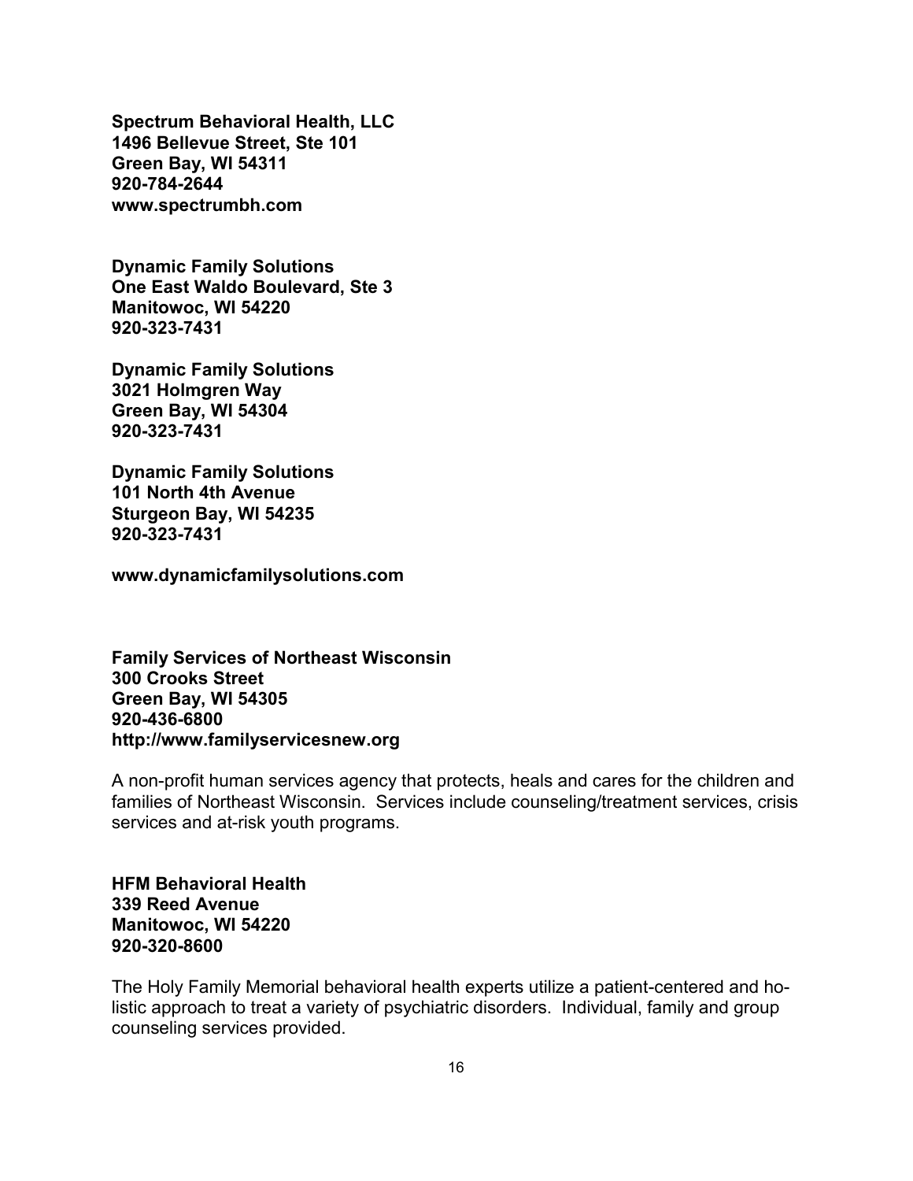**Spectrum Behavioral Health, LLC**
**1496 Bellevue Street, Ste 101**
**Green Bay, WI 54311**
**920-784-2644**
**www.spectrumbh.com**

**Dynamic Family Solutions**
**One East Waldo Boulevard, Ste 3**
**Manitowoc, WI 54220**
**920-323-7431**

**Dynamic Family Solutions**
**3021 Holmgren Way**
**Green Bay, WI 54304**
**920-323-7431**

**Dynamic Family Solutions**
**101 North 4th Avenue**
**Sturgeon Bay, WI 54235**
**920-323-7431**

**www.dynamicfamilysolutions.com**

**Family Services of Northeast Wisconsin**
**300 Crooks Street**
**Green Bay, WI 54305**
**920-436-6800**
**http://www.familyservicesnew.org**

A non-profit human services agency that protects, heals and cares for the children and families of Northeast Wisconsin. Services include counseling/treatment services, crisis services and at-risk youth programs.

**HFM Behavioral Health**
**339 Reed Avenue**
**Manitowoc, WI 54220**
**920-320-8600**

The Holy Family Memorial behavioral health experts utilize a patient-centered and holistic approach to treat a variety of psychiatric disorders. Individual, family and group counseling services provided.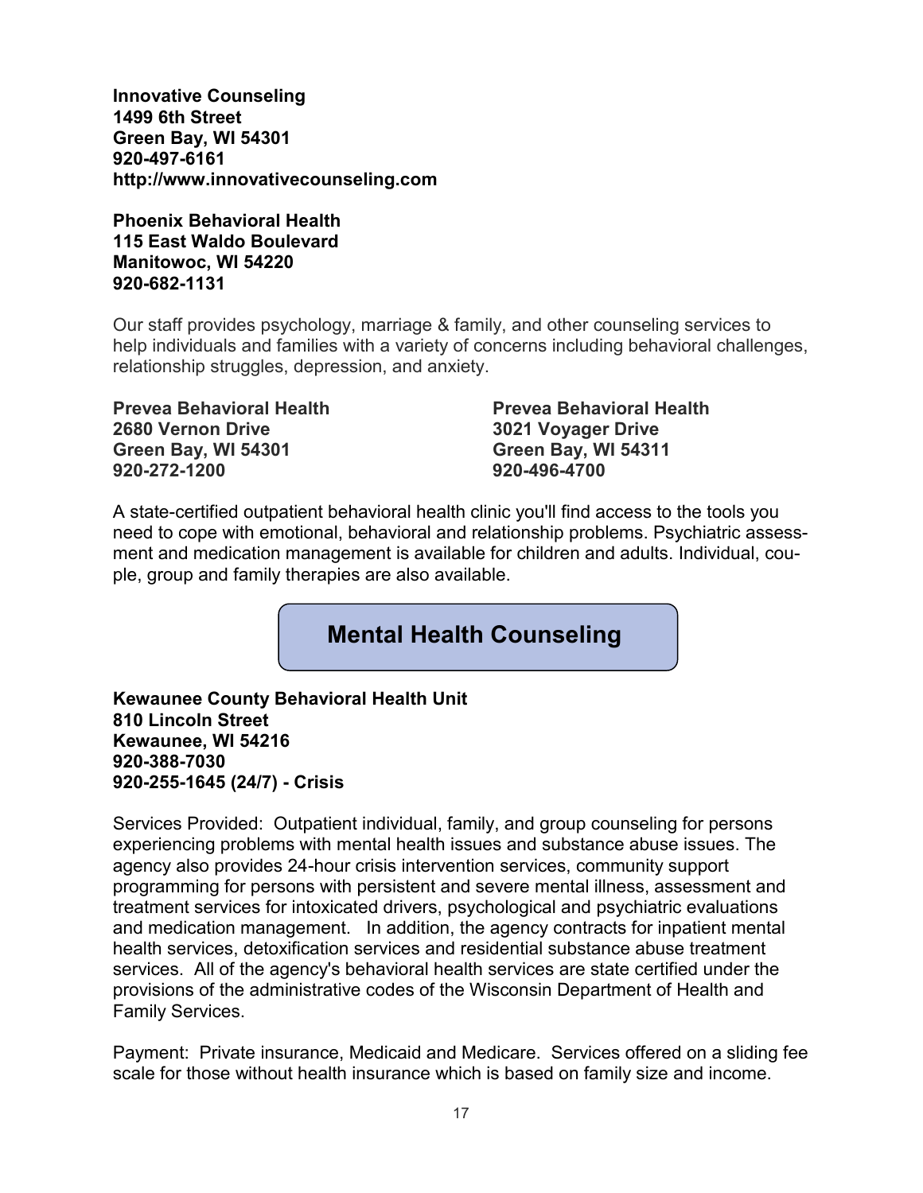**Innovative Counseling**
**1499 6th Street**
**Green Bay, WI 54301**
**920-497-6161**
**http://www.innovativecounseling.com**

**Phoenix Behavioral Health**
**115 East Waldo Boulevard**
**Manitowoc, WI 54220**
**920-682-1131**

Our staff provides psychology, marriage & family, and other counseling services to help individuals and families with a variety of concerns including behavioral challenges, relationship struggles, depression, and anxiety.

**Prevea Behavioral Health**
**2680 Vernon Drive**
**Green Bay, WI 54301**
**920-272-1200**

**Prevea Behavioral Health**
**3021 Voyager Drive**
**Green Bay, WI 54311**
**920-496-4700**

A state-certified outpatient behavioral health clinic you'll find access to the tools you need to cope with emotional, behavioral and relationship problems. Psychiatric assessment and medication management is available for children and adults. Individual, couple, group and family therapies are also available.

## Mental Health Counseling

**Kewaunee County Behavioral Health Unit**
**810 Lincoln Street**
**Kewaunee, WI 54216**
**920-388-7030**
**920-255-1645 (24/7) - Crisis**

Services Provided: Outpatient individual, family, and group counseling for persons experiencing problems with mental health issues and substance abuse issues. The agency also provides 24-hour crisis intervention services, community support programming for persons with persistent and severe mental illness, assessment and treatment services for intoxicated drivers, psychological and psychiatric evaluations and medication management. In addition, the agency contracts for inpatient mental health services, detoxification services and residential substance abuse treatment services. All of the agency's behavioral health services are state certified under the provisions of the administrative codes of the Wisconsin Department of Health and Family Services.

Payment: Private insurance, Medicaid and Medicare. Services offered on a sliding fee scale for those without health insurance which is based on family size and income.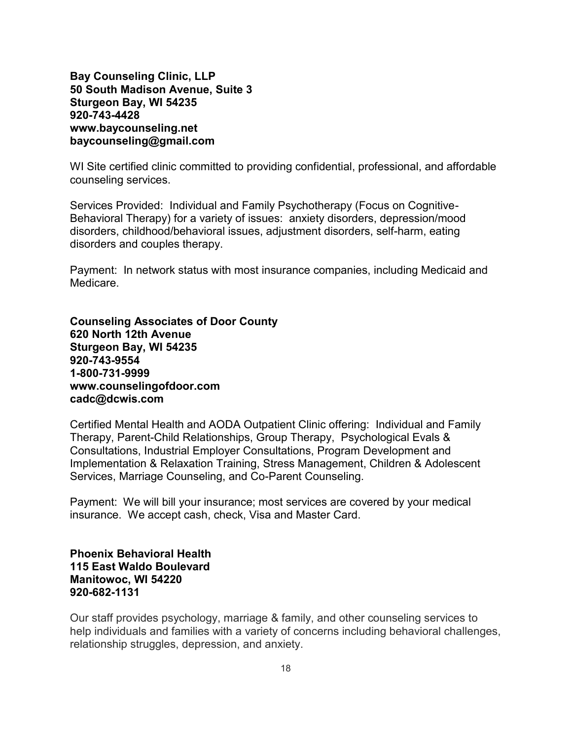**Bay Counseling Clinic, LLP**
**50 South Madison Avenue, Suite 3**
**Sturgeon Bay, WI 54235**
**920-743-4428**
**www.baycounseling.net**
**baycounseling@gmail.com**

WI Site certified clinic committed to providing confidential, professional, and affordable counseling services.

Services Provided: Individual and Family Psychotherapy (Focus on Cognitive-Behavioral Therapy) for a variety of issues: anxiety disorders, depression/mood disorders, childhood/behavioral issues, adjustment disorders, self-harm, eating disorders and couples therapy.

Payment: In network status with most insurance companies, including Medicaid and Medicare.

**Counseling Associates of Door County**
**620 North 12th Avenue**
**Sturgeon Bay, WI 54235**
**920-743-9554**
**1-800-731-9999**
**www.counselingofdoor.com**
**cadc@dcwis.com**

Certified Mental Health and AODA Outpatient Clinic offering: Individual and Family Therapy, Parent-Child Relationships, Group Therapy, Psychological Evals & Consultations, Industrial Employer Consultations, Program Development and Implementation & Relaxation Training, Stress Management, Children & Adolescent Services, Marriage Counseling, and Co-Parent Counseling.

Payment: We will bill your insurance; most services are covered by your medical insurance. We accept cash, check, Visa and Master Card.

**Phoenix Behavioral Health**
**115 East Waldo Boulevard**
**Manitowoc, WI 54220**
**920-682-1131**

Our staff provides psychology, marriage & family, and other counseling services to help individuals and families with a variety of concerns including behavioral challenges, relationship struggles, depression, and anxiety.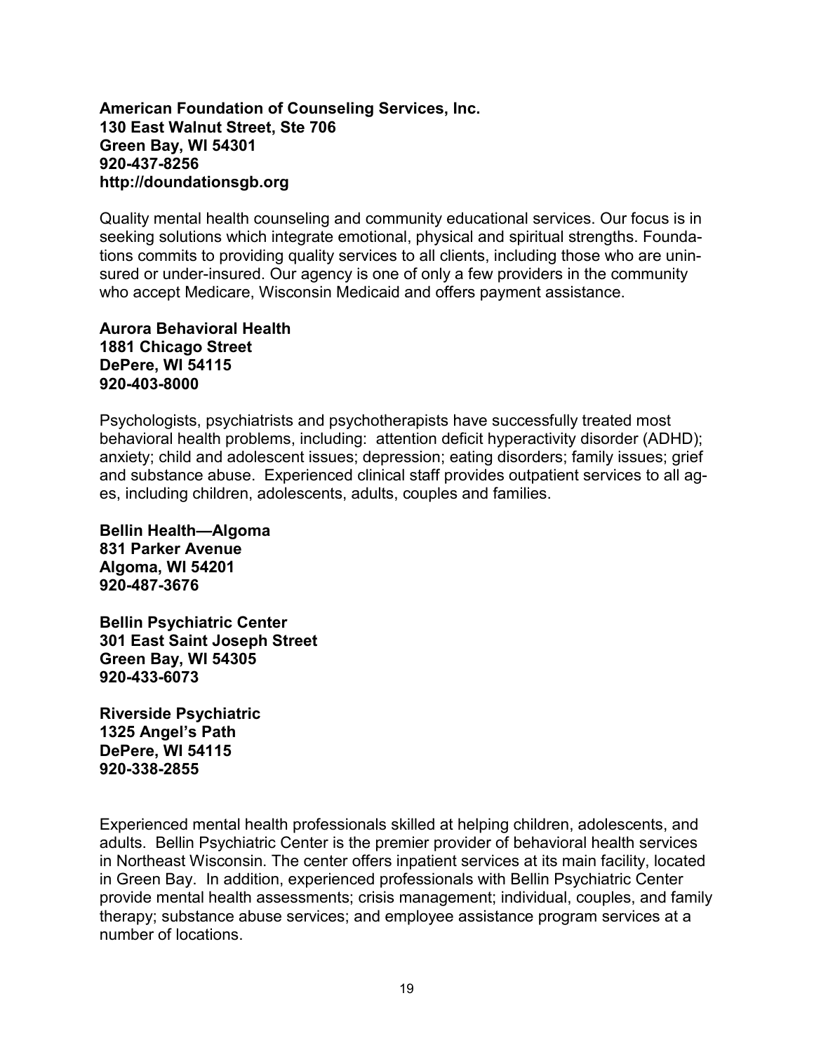**American Foundation of Counseling Services, Inc.**
**130 East Walnut Street, Ste 706**
**Green Bay, WI 54301**
**920-437-8256**
**http://doundationsgb.org**

Quality mental health counseling and community educational services. Our focus is in seeking solutions which integrate emotional, physical and spiritual strengths. Foundations commits to providing quality services to all clients, including those who are uninsured or under-insured. Our agency is one of only a few providers in the community who accept Medicare, Wisconsin Medicaid and offers payment assistance.

**Aurora Behavioral Health**
**1881 Chicago Street**
**DePere, WI 54115**
**920-403-8000**

Psychologists, psychiatrists and psychotherapists have successfully treated most behavioral health problems, including: attention deficit hyperactivity disorder (ADHD); anxiety; child and adolescent issues; depression; eating disorders; family issues; grief and substance abuse. Experienced clinical staff provides outpatient services to all ages, including children, adolescents, adults, couples and families.

**Bellin Health—Algoma**
**831 Parker Avenue**
**Algoma, WI 54201**
**920-487-3676**

**Bellin Psychiatric Center**
**301 East Saint Joseph Street**
**Green Bay, WI 54305**
**920-433-6073**

**Riverside Psychiatric**
**1325 Angel's Path**
**DePere, WI 54115**
**920-338-2855**

Experienced mental health professionals skilled at helping children, adolescents, and adults. Bellin Psychiatric Center is the premier provider of behavioral health services in Northeast Wisconsin. The center offers inpatient services at its main facility, located in Green Bay. In addition, experienced professionals with Bellin Psychiatric Center provide mental health assessments; crisis management; individual, couples, and family therapy; substance abuse services; and employee assistance program services at a number of locations.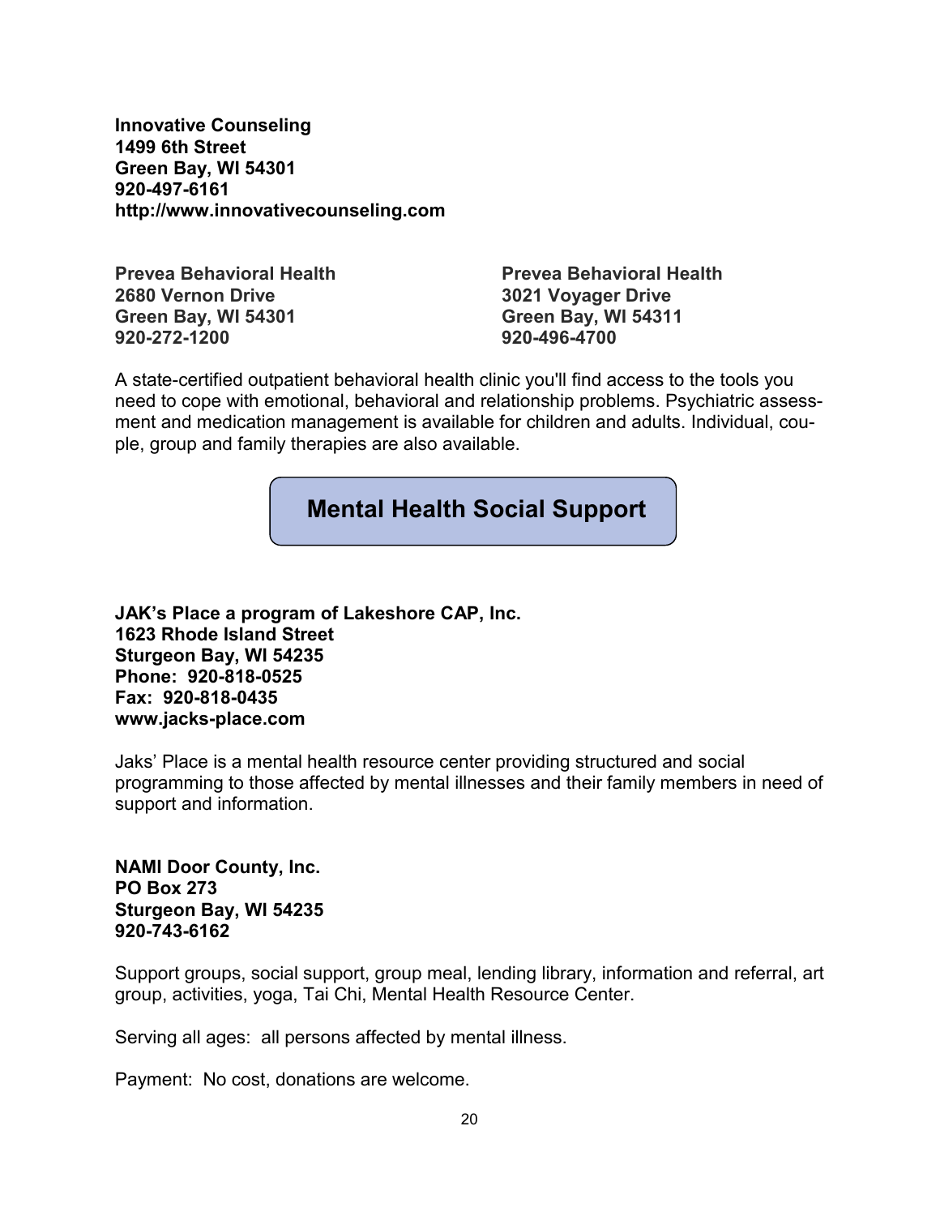**Innovative Counseling**
**1499 6th Street**
**Green Bay, WI 54301**
**920-497-6161**
**http://www.innovativecounseling.com**

**Prevea Behavioral Health**
**2680 Vernon Drive**
**Green Bay, WI 54301**
**920-272-1200**

**Prevea Behavioral Health**
**3021 Voyager Drive**
**Green Bay, WI 54311**
**920-496-4700**

A state-certified outpatient behavioral health clinic you'll find access to the tools you need to cope with emotional, behavioral and relationship problems. Psychiatric assessment and medication management is available for children and adults. Individual, couple, group and family therapies are also available.

## Mental Health Social Support

**JAK's Place a program of Lakeshore CAP, Inc.**
**1623 Rhode Island Street**
**Sturgeon Bay, WI 54235**
**Phone: 920-818-0525**
**Fax: 920-818-0435**
**www.jacks-place.com**

Jaks' Place is a mental health resource center providing structured and social programming to those affected by mental illnesses and their family members in need of support and information.

**NAMI Door County, Inc.**
**PO Box 273**
**Sturgeon Bay, WI 54235**
**920-743-6162**

Support groups, social support, group meal, lending library, information and referral, art group, activities, yoga, Tai Chi, Mental Health Resource Center.

Serving all ages: all persons affected by mental illness.

Payment: No cost, donations are welcome.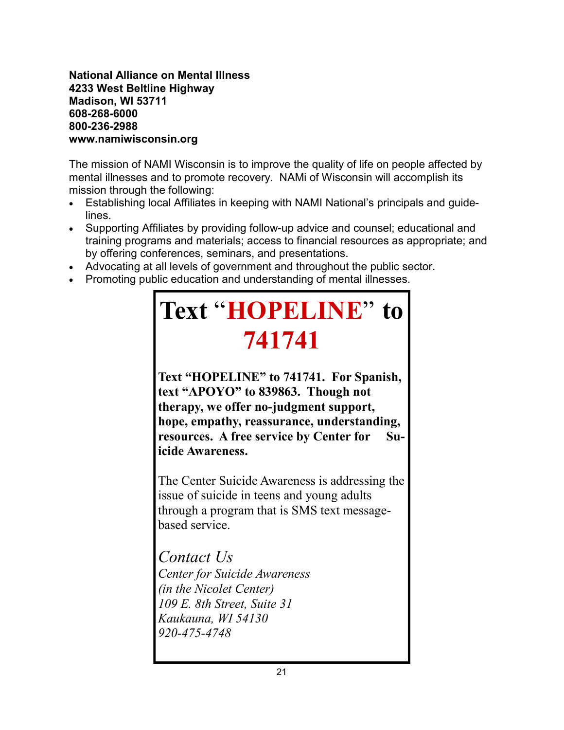**National Alliance on Mental Illness**
**4233 West Beltline Highway**
**Madison, WI 53711**
**608-268-6000**
**800-236-2988**
**www.namiwisconsin.org**

The mission of NAMI Wisconsin is to improve the quality of life on people affected by mental illnesses and to promote recovery. NAMi of Wisconsin will accomplish its mission through the following:

- Establishing local Affiliates in keeping with NAMI National's principals and guidelines.
- Supporting Affiliates by providing follow-up advice and counsel; educational and training programs and materials; access to financial resources as appropriate; and by offering conferences, seminars, and presentations.
- Advocating at all levels of government and throughout the public sector.
- Promoting public education and understanding of mental illnesses.

# Text "HOPELINE" to 741741

**Text "HOPELINE" to 741741. For Spanish, text "APOYO" to 839863. Though not therapy, we offer no-judgment support, hope, empathy, reassurance, understanding, resources. A free service by Center for Suicide Awareness.**

The Center Suicide Awareness is addressing the issue of suicide in teens and young adults through a program that is SMS text message-based service.

*Contact Us*
*Center for Suicide Awareness*
*(in the Nicolet Center)*
*109 E. 8th Street, Suite 31*
*Kaukauna, WI 54130*
*920-475-4748*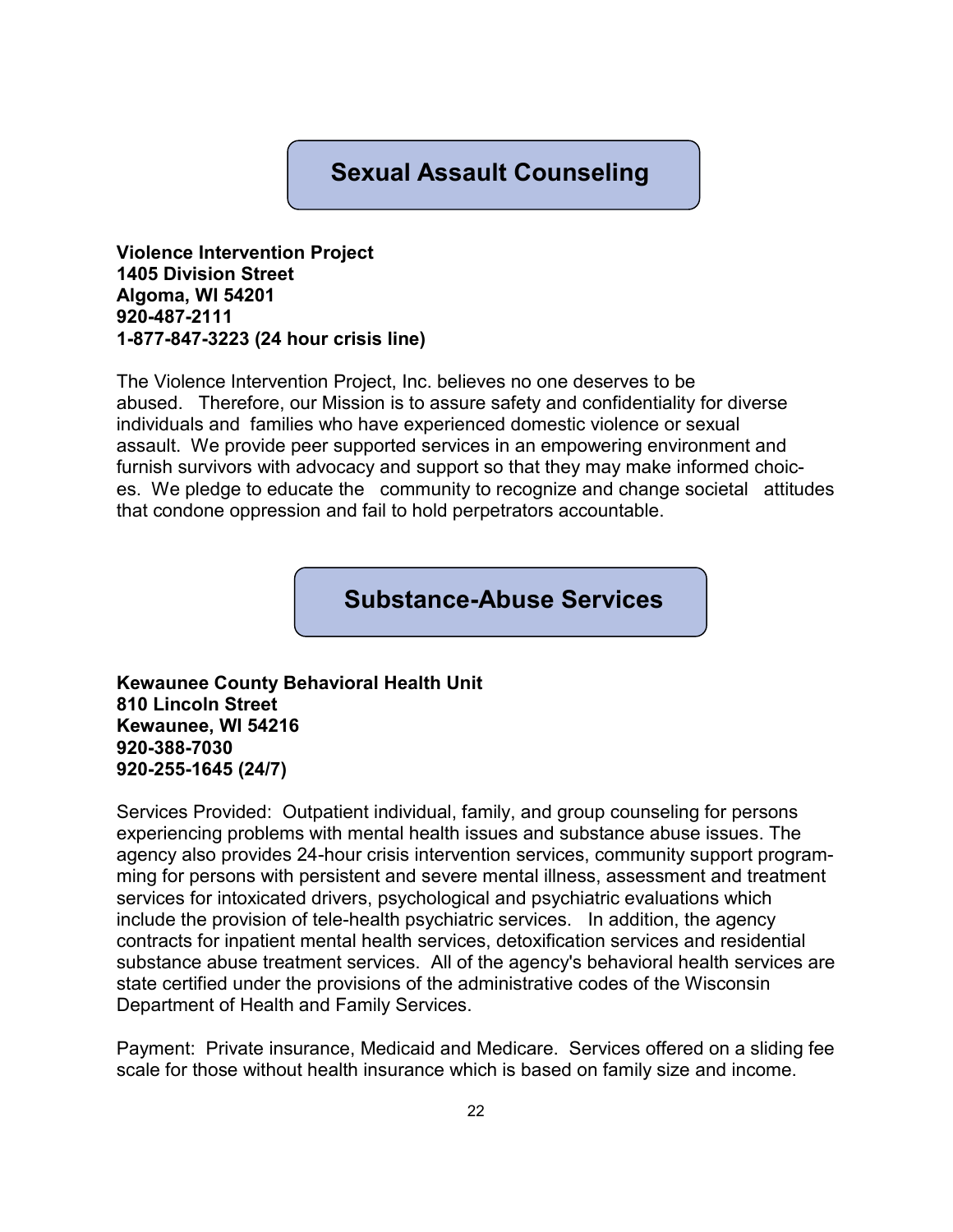## Sexual Assault Counseling

**Violence Intervention Project**
**1405 Division Street**
**Algoma, WI 54201**
**920-487-2111**
**1-877-847-3223 (24 hour crisis line)**

The Violence Intervention Project, Inc. believes no one deserves to be abused. Therefore, our Mission is to assure safety and confidentiality for diverse individuals and families who have experienced domestic violence or sexual assault. We provide peer supported services in an empowering environment and furnish survivors with advocacy and support so that they may make informed choices. We pledge to educate the community to recognize and change societal attitudes that condone oppression and fail to hold perpetrators accountable.

## Substance-Abuse Services

**Kewaunee County Behavioral Health Unit**
**810 Lincoln Street**
**Kewaunee, WI 54216**
**920-388-7030**
**920-255-1645 (24/7)**

Services Provided: Outpatient individual, family, and group counseling for persons experiencing problems with mental health issues and substance abuse issues. The agency also provides 24-hour crisis intervention services, community support programming for persons with persistent and severe mental illness, assessment and treatment services for intoxicated drivers, psychological and psychiatric evaluations which include the provision of tele-health psychiatric services. In addition, the agency contracts for inpatient mental health services, detoxification services and residential substance abuse treatment services. All of the agency's behavioral health services are state certified under the provisions of the administrative codes of the Wisconsin Department of Health and Family Services.

Payment: Private insurance, Medicaid and Medicare. Services offered on a sliding fee scale for those without health insurance which is based on family size and income.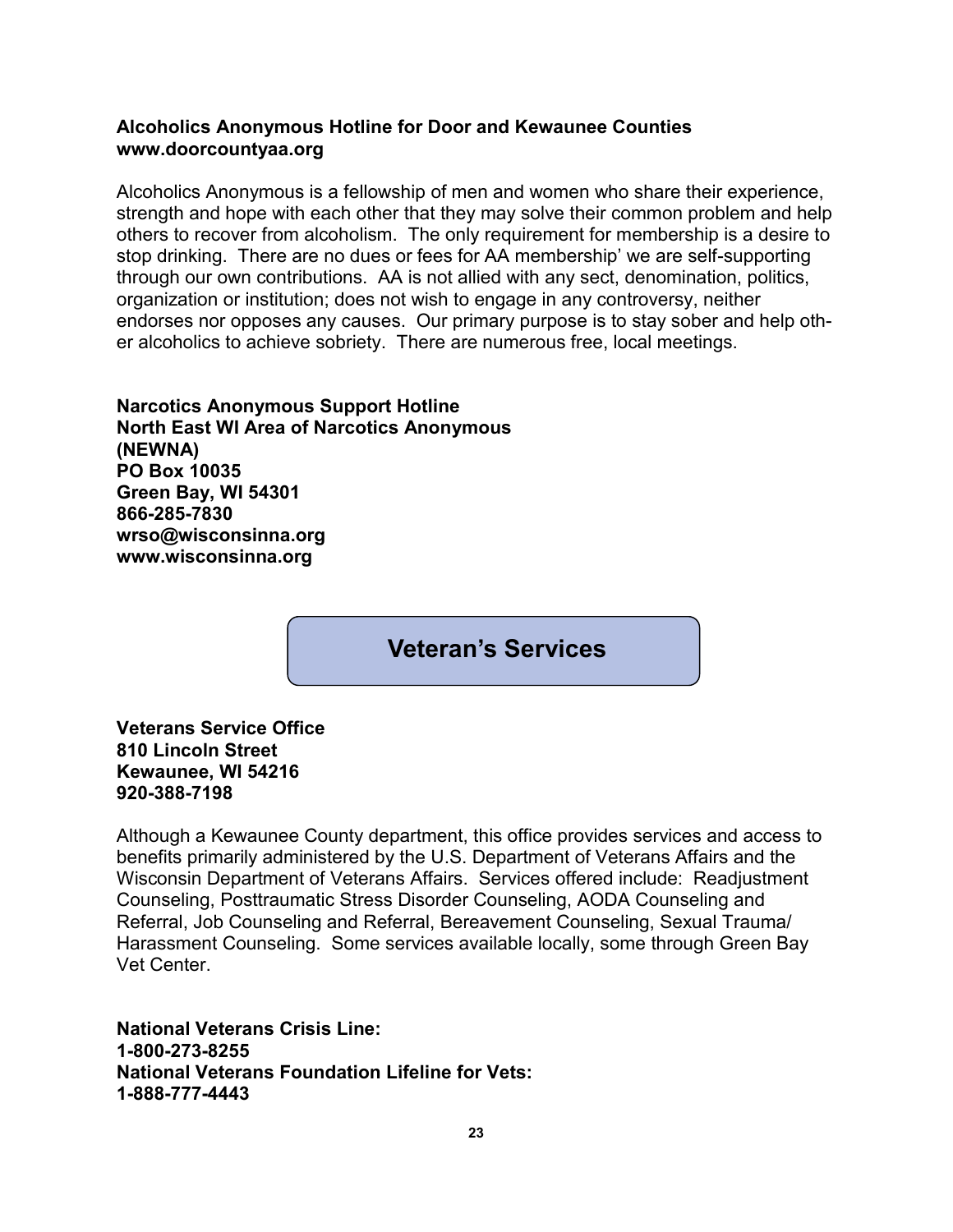**Alcoholics Anonymous Hotline for Door and Kewaunee Counties**
**www.doorcountyaa.org**

Alcoholics Anonymous is a fellowship of men and women who share their experience, strength and hope with each other that they may solve their common problem and help others to recover from alcoholism. The only requirement for membership is a desire to stop drinking. There are no dues or fees for AA membership' we are self-supporting through our own contributions. AA is not allied with any sect, denomination, politics, organization or institution; does not wish to engage in any controversy, neither endorses nor opposes any causes. Our primary purpose is to stay sober and help other alcoholics to achieve sobriety. There are numerous free, local meetings.

**Narcotics Anonymous Support Hotline**
**North East WI Area of Narcotics Anonymous (NEWNA)**
**PO Box 10035**
**Green Bay, WI 54301**
**866-285-7830**
**wrso@wisconsinna.org**
**www.wisconsinna.org**

## Veteran's Services

**Veterans Service Office**
**810 Lincoln Street**
**Kewaunee, WI 54216**
**920-388-7198**

Although a Kewaunee County department, this office provides services and access to benefits primarily administered by the U.S. Department of Veterans Affairs and the Wisconsin Department of Veterans Affairs. Services offered include: Readjustment Counseling, Posttraumatic Stress Disorder Counseling, AODA Counseling and Referral, Job Counseling and Referral, Bereavement Counseling, Sexual Trauma/ Harassment Counseling. Some services available locally, some through Green Bay Vet Center.

**National Veterans Crisis Line:**
**1-800-273-8255**
**National Veterans Foundation Lifeline for Vets:**
**1-888-777-4443**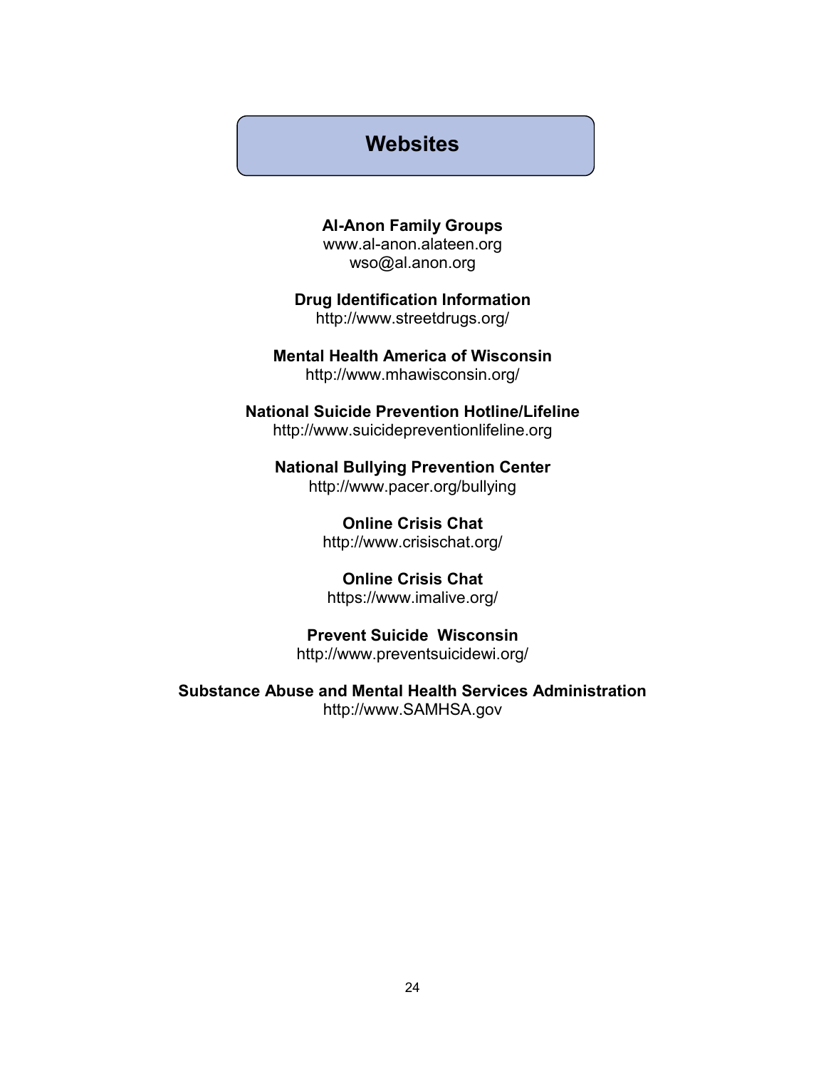# Websites

**Al-Anon Family Groups**
www.al-anon.alateen.org
wso@al.anon.org

**Drug Identification Information**
http://www.streetdrugs.org/

**Mental Health America of Wisconsin**
http://www.mhawisconsin.org/

**National Suicide Prevention Hotline/Lifeline**
http://www.suicidepreventionlifeline.org

**National Bullying Prevention Center**
http://www.pacer.org/bullying

**Online Crisis Chat**
http://www.crisischat.org/

**Online Crisis Chat**
https://www.imalive.org/

**Prevent Suicide Wisconsin**
http://www.preventsuicidewi.org/

**Substance Abuse and Mental Health Services Administration**
http://www.SAMHSA.gov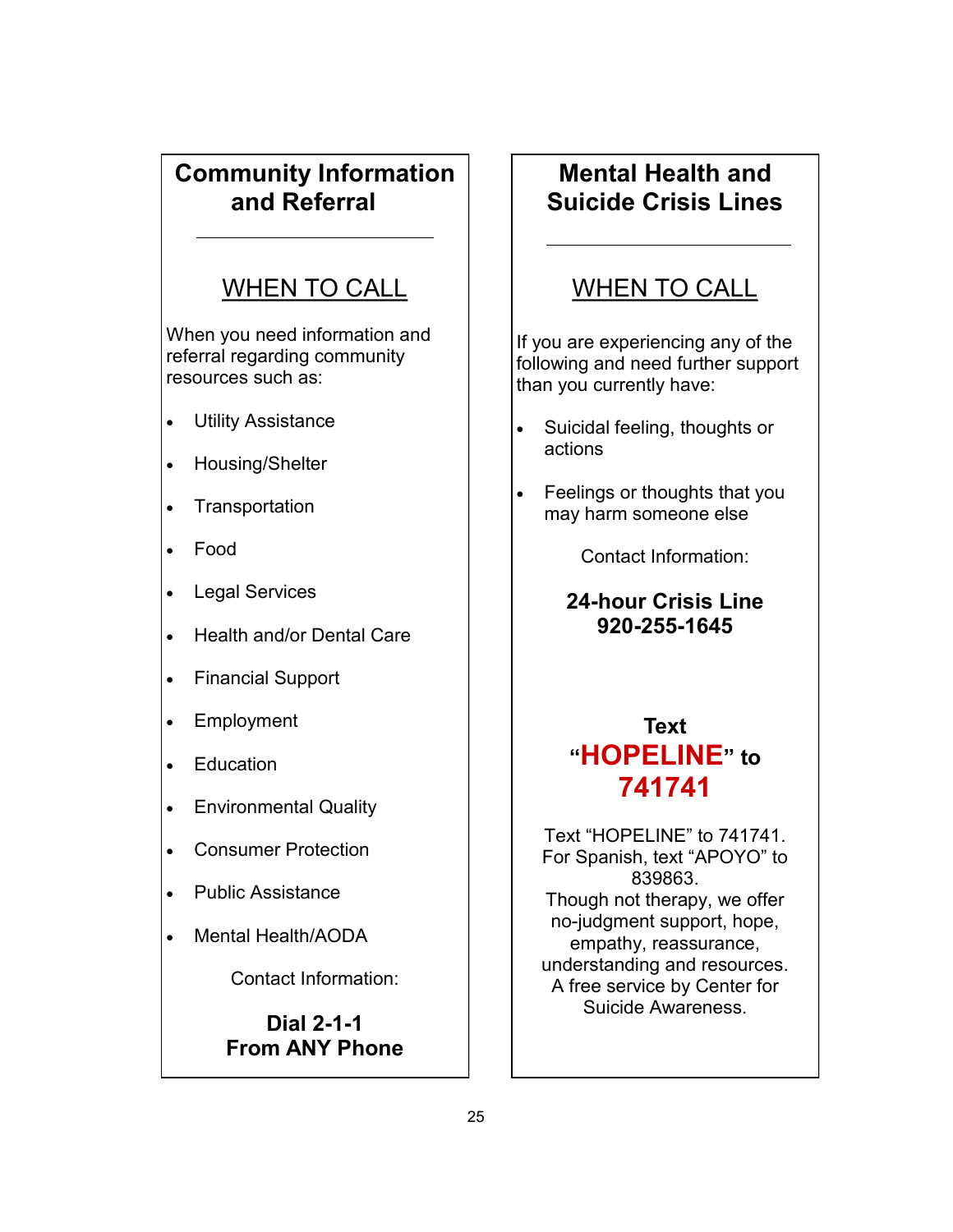## Community Information and Referral

### WHEN TO CALL

When you need information and referral regarding community resources such as:

- Utility Assistance
- Housing/Shelter
- Transportation
- Food
- Legal Services
- Health and/or Dental Care
- Financial Support
- Employment
- Education
- Environmental Quality
- Consumer Protection
- Public Assistance
- Mental Health/AODA

Contact Information:

**Dial 2-1-1**
**From ANY Phone**

## Mental Health and Suicide Crisis Lines

### WHEN TO CALL

If you are experiencing any of the following and need further support than you currently have:

- Suicidal feeling, thoughts or actions
- Feelings or thoughts that you may harm someone else

Contact Information:

**24-hour Crisis Line**
**920-255-1645**

**Text "HOPELINE" to 741741**

Text "HOPELINE" to 741741. For Spanish, text "APOYO" to 839863.
Though not therapy, we offer no-judgment support, hope, empathy, reassurance, understanding and resources. A free service by Center for Suicide Awareness.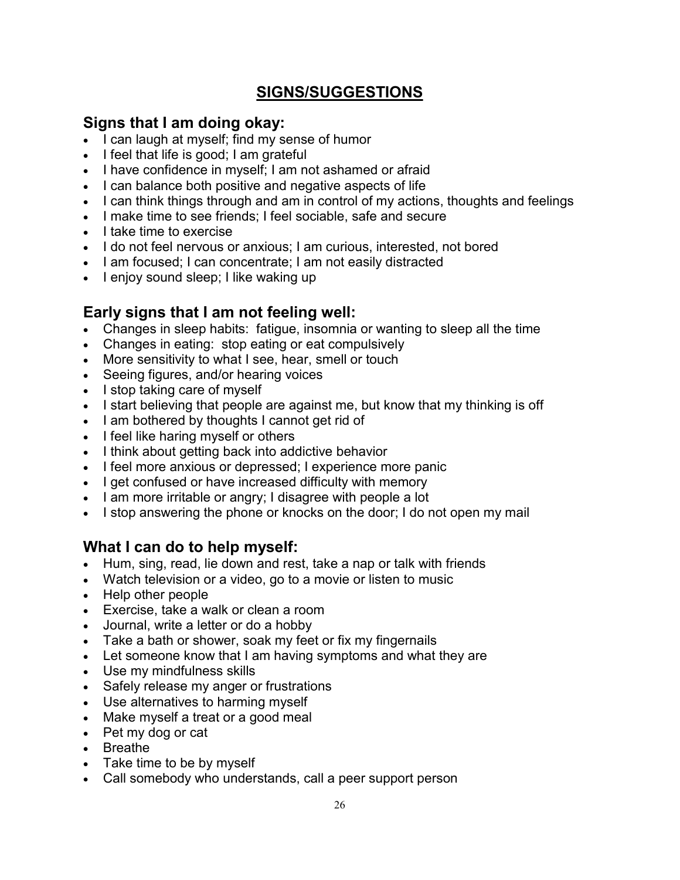# SIGNS/SUGGESTIONS

## Signs that I am doing okay:

- I can laugh at myself; find my sense of humor
- I feel that life is good; I am grateful
- I have confidence in myself; I am not ashamed or afraid
- I can balance both positive and negative aspects of life
- I can think things through and am in control of my actions, thoughts and feelings
- I make time to see friends; I feel sociable, safe and secure
- I take time to exercise
- I do not feel nervous or anxious; I am curious, interested, not bored
- I am focused; I can concentrate; I am not easily distracted
- I enjoy sound sleep; I like waking up

## Early signs that I am not feeling well:

- Changes in sleep habits: fatigue, insomnia or wanting to sleep all the time
- Changes in eating: stop eating or eat compulsively
- More sensitivity to what I see, hear, smell or touch
- Seeing figures, and/or hearing voices
- I stop taking care of myself
- I start believing that people are against me, but know that my thinking is off
- I am bothered by thoughts I cannot get rid of
- I feel like haring myself or others
- I think about getting back into addictive behavior
- I feel more anxious or depressed; I experience more panic
- I get confused or have increased difficulty with memory
- I am more irritable or angry; I disagree with people a lot
- I stop answering the phone or knocks on the door; I do not open my mail

## What I can do to help myself:

- Hum, sing, read, lie down and rest, take a nap or talk with friends
- Watch television or a video, go to a movie or listen to music
- Help other people
- Exercise, take a walk or clean a room
- Journal, write a letter or do a hobby
- Take a bath or shower, soak my feet or fix my fingernails
- Let someone know that I am having symptoms and what they are
- Use my mindfulness skills
- Safely release my anger or frustrations
- Use alternatives to harming myself
- Make myself a treat or a good meal
- Pet my dog or cat
- Breathe
- Take time to be by myself
- Call somebody who understands, call a peer support person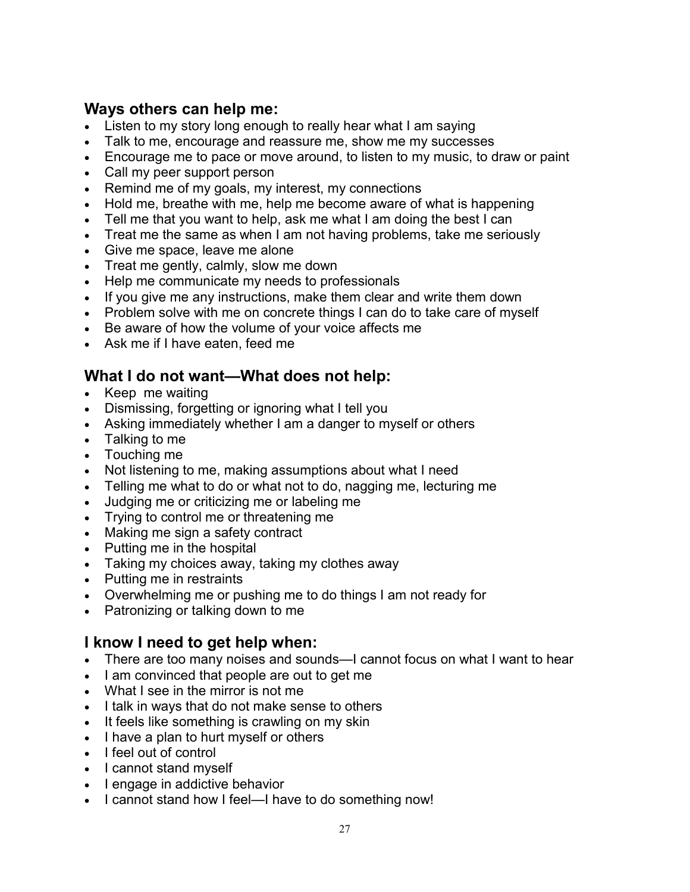## Ways others can help me:

- Listen to my story long enough to really hear what I am saying
- Talk to me, encourage and reassure me, show me my successes
- Encourage me to pace or move around, to listen to my music, to draw or paint
- Call my peer support person
- Remind me of my goals, my interest, my connections
- Hold me, breathe with me, help me become aware of what is happening
- Tell me that you want to help, ask me what I am doing the best I can
- Treat me the same as when I am not having problems, take me seriously
- Give me space, leave me alone
- Treat me gently, calmly, slow me down
- Help me communicate my needs to professionals
- If you give me any instructions, make them clear and write them down
- Problem solve with me on concrete things I can do to take care of myself
- Be aware of how the volume of your voice affects me
- Ask me if I have eaten, feed me

## What I do not want—What does not help:

- Keep me waiting
- Dismissing, forgetting or ignoring what I tell you
- Asking immediately whether I am a danger to myself or others
- Talking to me
- Touching me
- Not listening to me, making assumptions about what I need
- Telling me what to do or what not to do, nagging me, lecturing me
- Judging me or criticizing me or labeling me
- Trying to control me or threatening me
- Making me sign a safety contract
- Putting me in the hospital
- Taking my choices away, taking my clothes away
- Putting me in restraints
- Overwhelming me or pushing me to do things I am not ready for
- Patronizing or talking down to me

## I know I need to get help when:

- There are too many noises and sounds—I cannot focus on what I want to hear
- I am convinced that people are out to get me
- What I see in the mirror is not me
- I talk in ways that do not make sense to others
- It feels like something is crawling on my skin
- I have a plan to hurt myself or others
- I feel out of control
- I cannot stand myself
- I engage in addictive behavior
- I cannot stand how I feel—I have to do something now!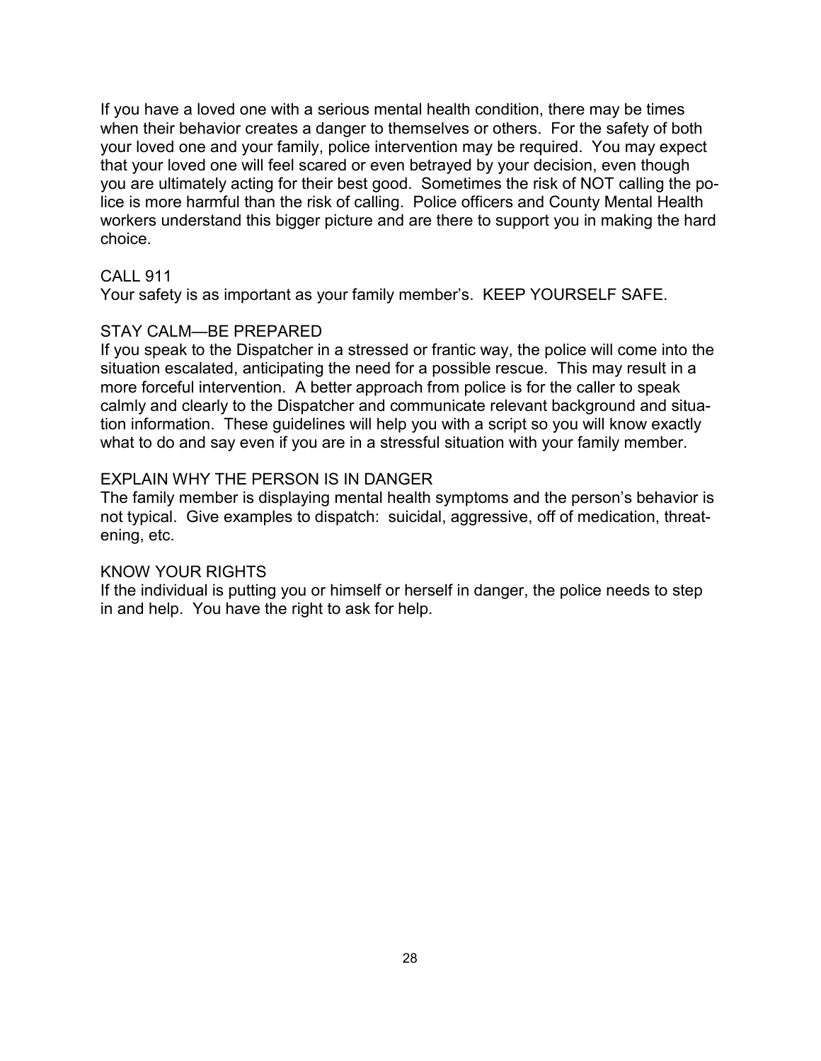If you have a loved one with a serious mental health condition, there may be times when their behavior creates a danger to themselves or others. For the safety of both your loved one and your family, police intervention may be required. You may expect that your loved one will feel scared or even betrayed by your decision, even though you are ultimately acting for their best good. Sometimes the risk of NOT calling the police is more harmful than the risk of calling. Police officers and County Mental Health workers understand this bigger picture and are there to support you in making the hard choice.

## CALL 911

Your safety is as important as your family member's. KEEP YOURSELF SAFE.

## STAY CALM—BE PREPARED

If you speak to the Dispatcher in a stressed or frantic way, the police will come into the situation escalated, anticipating the need for a possible rescue. This may result in a more forceful intervention. A better approach from police is for the caller to speak calmly and clearly to the Dispatcher and communicate relevant background and situation information. These guidelines will help you with a script so you will know exactly what to do and say even if you are in a stressful situation with your family member.

## EXPLAIN WHY THE PERSON IS IN DANGER

The family member is displaying mental health symptoms and the person's behavior is not typical. Give examples to dispatch: suicidal, aggressive, off of medication, threatening, etc.

## KNOW YOUR RIGHTS

If the individual is putting you or himself or herself in danger, the police needs to step in and help. You have the right to ask for help.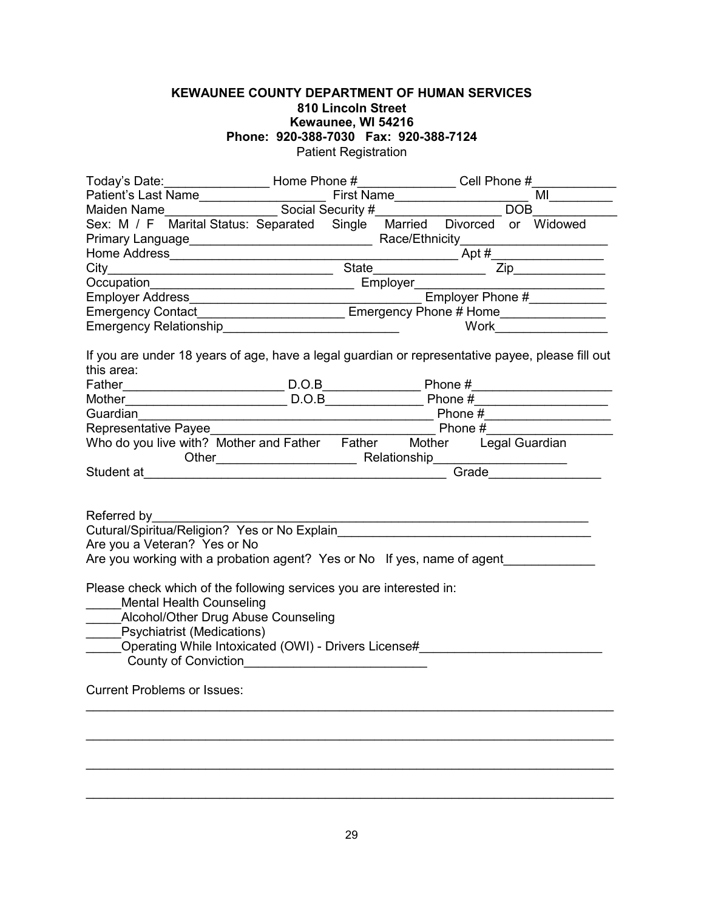**KEWAUNEE COUNTY DEPARTMENT OF HUMAN SERVICES**
**810 Lincoln Street**
**Kewaunee, WI 54216**
**Phone: 920-388-7030 Fax: 920-388-7124**
Patient Registration

Today's Date:_______________ Home Phone #______________ Cell Phone #____________
Patient's Last Name__________________ First Name___________________ MI_________
Maiden Name________________ Social Security #__________________ DOB____________
Sex: M / F Marital Status: Separated Single Married Divorced or Widowed
Primary Language__________________________ Race/Ethnicity_____________________
Home Address________________________________________________ Apt #________________
City________________________________ State_______________ Zip_____________
Occupation______________________________ Employer___________________________
Employer Address_________________________________ Employer Phone #___________
Emergency Contact_____________________ Emergency Phone # Home_______________
Emergency Relationship_________________________ Work________________

If you are under 18 years of age, have a legal guardian or representative payee, please fill out this area:
Father_______________________ D.O.B______________ Phone #____________________
Mother_______________________ D.O.B______________ Phone #___________________
Guardian___________________________________________ Phone #__________________
Representative Payee________________________________ Phone #__________________
Who do you live with? Mother and Father Father Mother Legal Guardian
Other____________________ Relationship___________________
Student at___________________________________________ Grade________________

Referred by_______________________________________________________________
Cutural/Spiritua/Religion? Yes or No Explain____________________________________
Are you a Veteran? Yes or No
Are you working with a probation agent? Yes or No If yes, name of agent_____________

Please check which of the following services you are interested in:
_____Mental Health Counseling
_____Alcohol/Other Drug Abuse Counseling
_____Psychiatrist (Medications)
_____Operating While Intoxicated (OWI) - Drivers License#_________________________
County of Conviction__________________________

Current Problems or Issues:
__________________________________________________________________________

__________________________________________________________________________

__________________________________________________________________________

__________________________________________________________________________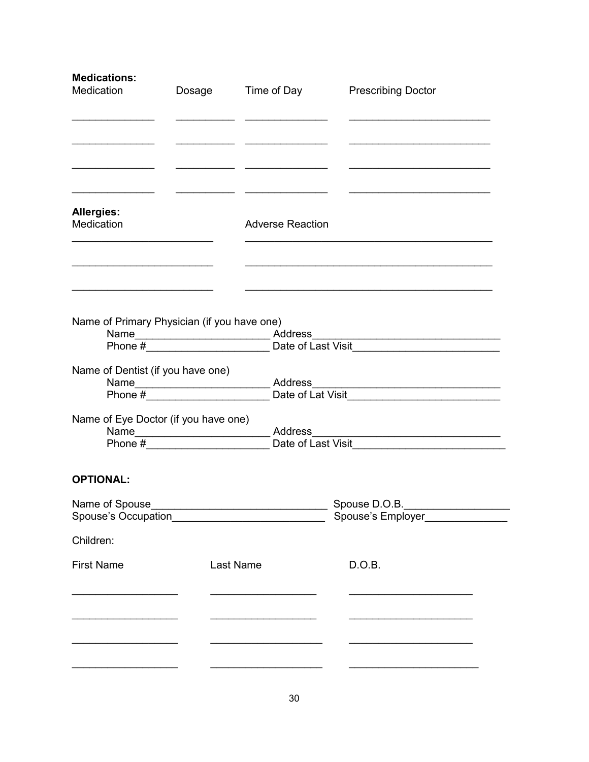**Medications:**

| Medication | Dosage | Time of Day | Prescribing Doctor |
|---|---|---|---|
| ______________ | __________ | ______________ | ________________________ |
| ______________ | __________ | ______________ | ________________________ |
| ______________ | __________ | ______________ | ________________________ |
| ______________ | __________ | ______________ | ________________________ |

**Allergies:**

| Medication | Adverse Reaction |
|---|---|
| ________________________ | __________________________________________ |
| ________________________ | __________________________________________ |
| ________________________ | __________________________________________ |

Name of Primary Physician (if you have one)

Name______________________ Address_______________________________

Phone #____________________ Date of Last Visit________________________

Name of Dentist (if you have one)

Name______________________ Address_______________________________

Phone #____________________ Date of Lat Visit__________________________

Name of Eye Doctor (if you have one)

Name______________________ Address_______________________________

Phone #____________________ Date of Last Visit_________________________

**OPTIONAL:**

Name of Spouse_____________________________ Spouse D.O.B.__________________

Spouse's Occupation_________________________ Spouse's Employer______________

Children:

| First Name | Last Name | D.O.B. |
|---|---|---|
| __________________ | __________________ | _____________________ |
| __________________ | __________________ | _____________________ |
| __________________ | ___________________ | _____________________ |
| __________________ | ___________________ | ______________________ |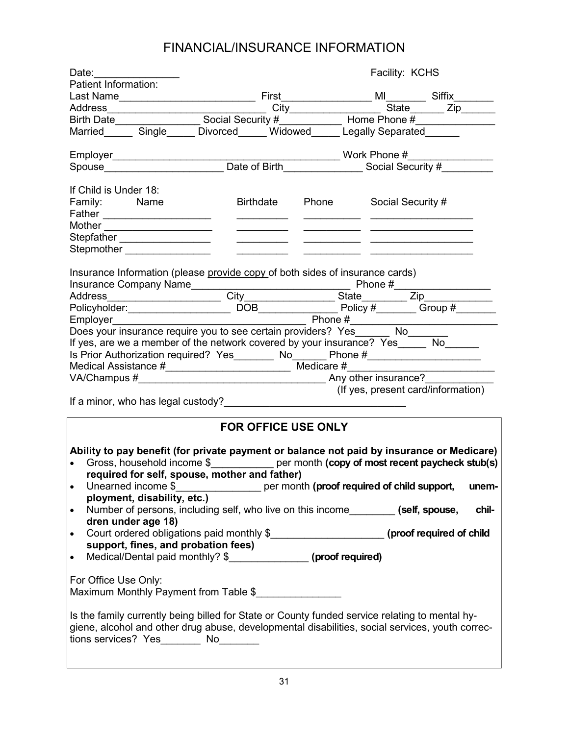# FINANCIAL/INSURANCE INFORMATION

Date:_______________ Facility: KCHS

Patient Information:

Last Name_________________________ First________________ MI_______ Siffix_______

Address__________________________ City________________ State______ Zip______

Birth Date_______________ Social Security #___________ Home Phone #______________

Married_____ Single_____ Divorced_____ Widowed_____ Legally Separated______

Employer________________________________________ Work Phone #_______________

Spouse_____________________ Date of Birth______________ Social Security #_________

If Child is Under 18:

| Family: Name | Birthdate | Phone | Social Security # |
|---|---|---|---|
| Father ___________________ | _________ | __________ | __________________ |
| Mother ___________________ | _________ | __________ | __________________ |
| Stepfather ________________ | _________ | __________ | __________________ |
| Stepmother _______________ | _________ | __________ | __________________ |

Insurance Information (please provide copy of both sides of insurance cards)

Insurance Company Name____________________________ Phone #_________________

Address____________________ City________________ State________ Zip____________

Policyholder:__________________ DOB______________ Policy #_______ Group #_______

Employer________________________________________ Phone #__________________________

Does your insurance require you to see certain providers? Yes______ No_______

If yes, are we a member of the network covered by your insurance? Yes_____ No______

Is Prior Authorization required? Yes_______ No______ Phone #_____________________

Medical Assistance #______________________ Medicare #________________________

VA/Champus #________________________________ Any other insurance?____________

(If yes, present card/information)

If a minor, who has legal custody?________________________________

**FOR OFFICE USE ONLY**

**Ability to pay benefit (for private payment or balance not paid by insurance or Medicare)**

- Gross, household income $___________ per month **(copy of most recent paycheck stub(s) required for self, spouse, mother and father)**
- Unearned income $_______________ per month **(proof required of child support, unemployment, disability, etc.)**
- Number of persons, including self, who live on this income________ **(self, spouse, children under age 18)**
- Court ordered obligations paid monthly $____________________ **(proof required of child support, fines, and probation fees)**
- Medical/Dental paid monthly? $______________ **(proof required)**

For Office Use Only:
Maximum Monthly Payment from Table $_______________

Is the family currently being billed for State or County funded service relating to mental hygiene, alcohol and other drug abuse, developmental disabilities, social services, youth corrections services? Yes_______ No_______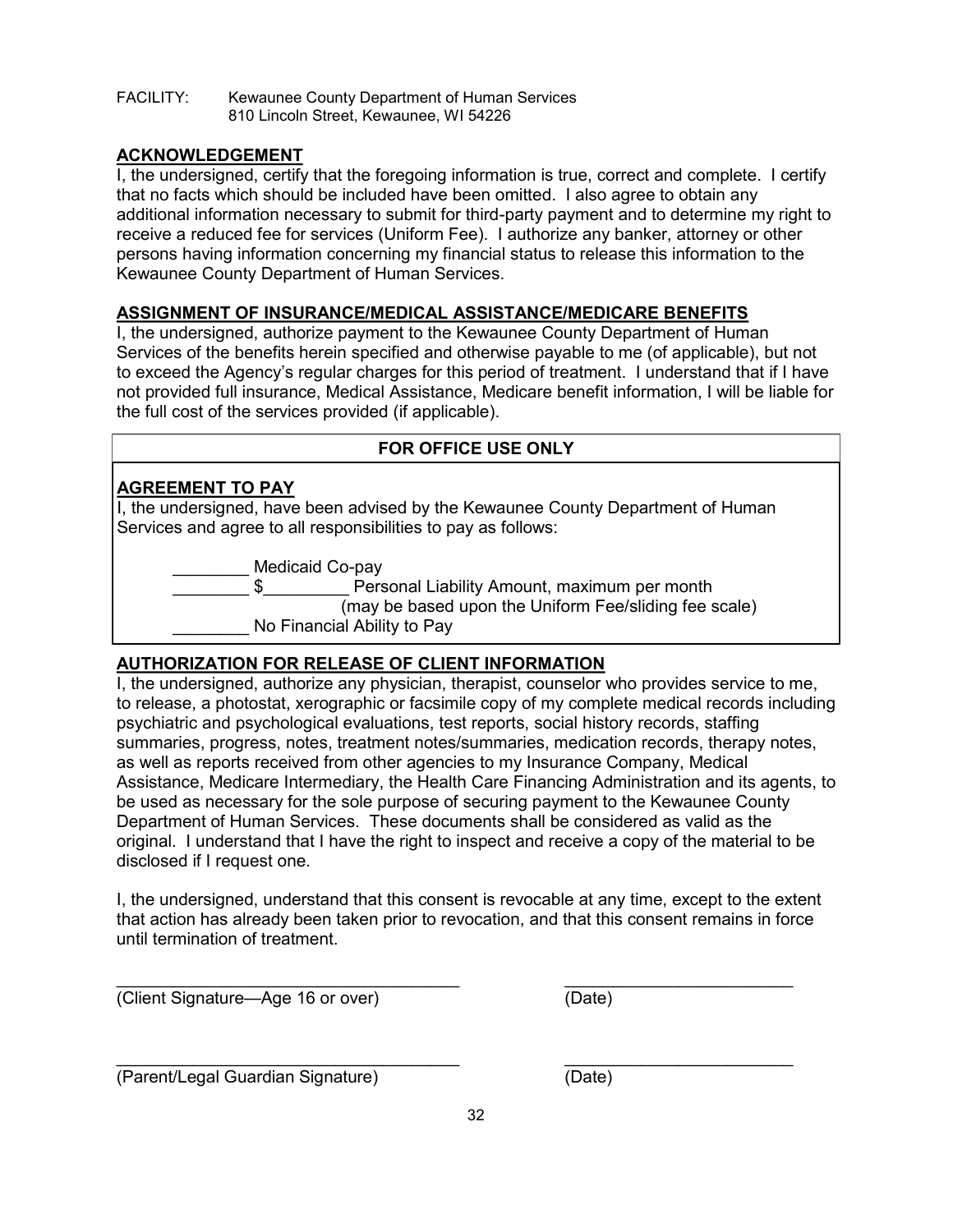FACILITY: Kewaunee County Department of Human Services
810 Lincoln Street, Kewaunee, WI 54226

## ACKNOWLEDGEMENT

I, the undersigned, certify that the foregoing information is true, correct and complete. I certify that no facts which should be included have been omitted. I also agree to obtain any additional information necessary to submit for third-party payment and to determine my right to receive a reduced fee for services (Uniform Fee). I authorize any banker, attorney or other persons having information concerning my financial status to release this information to the Kewaunee County Department of Human Services.

## ASSIGNMENT OF INSURANCE/MEDICAL ASSISTANCE/MEDICARE BENEFITS

I, the undersigned, authorize payment to the Kewaunee County Department of Human Services of the benefits herein specified and otherwise payable to me (of applicable), but not to exceed the Agency's regular charges for this period of treatment. I understand that if I have not provided full insurance, Medical Assistance, Medicare benefit information, I will be liable for the full cost of the services provided (if applicable).

**FOR OFFICE USE ONLY**

## AGREEMENT TO PAY

I, the undersigned, have been advised by the Kewaunee County Department of Human Services and agree to all responsibilities to pay as follows:

________ Medicaid Co-pay

________ $_________ Personal Liability Amount, maximum per month
(may be based upon the Uniform Fee/sliding fee scale)

________ No Financial Ability to Pay

## AUTHORIZATION FOR RELEASE OF CLIENT INFORMATION

I, the undersigned, authorize any physician, therapist, counselor who provides service to me, to release, a photostat, xerographic or facsimile copy of my complete medical records including psychiatric and psychological evaluations, test reports, social history records, staffing summaries, progress, notes, treatment notes/summaries, medication records, therapy notes, as well as reports received from other agencies to my Insurance Company, Medical Assistance, Medicare Intermediary, the Health Care Financing Administration and its agents, to be used as necessary for the sole purpose of securing payment to the Kewaunee County Department of Human Services. These documents shall be considered as valid as the original. I understand that I have the right to inspect and receive a copy of the material to be disclosed if I request one.

I, the undersigned, understand that this consent is revocable at any time, except to the extent that action has already been taken prior to revocation, and that this consent remains in force until termination of treatment.

____________________________________ ________________________

(Client Signature—Age 16 or over) (Date)

____________________________________ ________________________

(Parent/Legal Guardian Signature) (Date)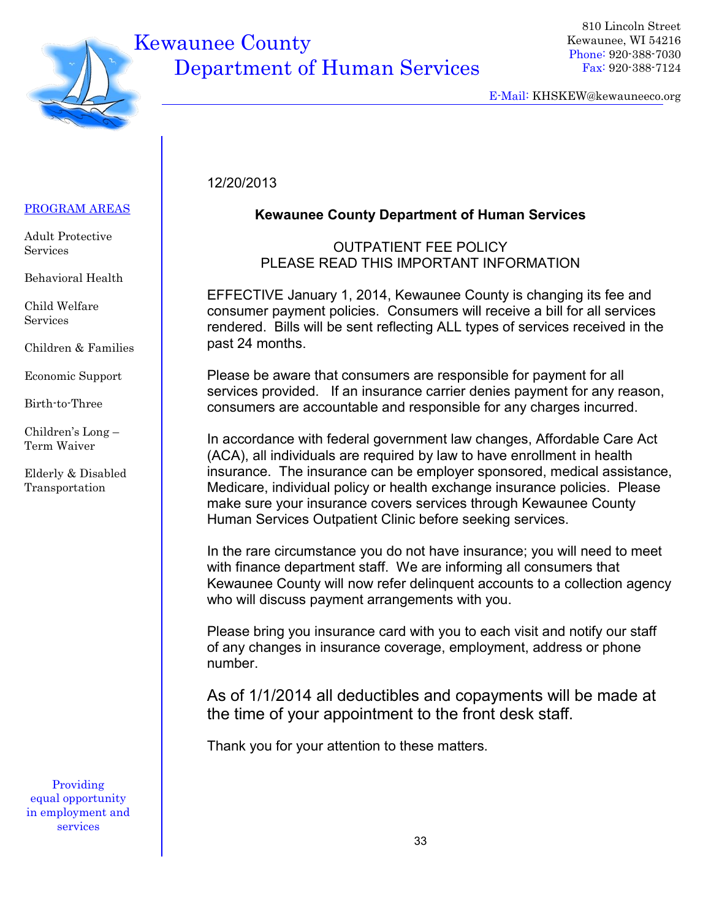# Kewaunee County Department of Human Services

810 Lincoln Street
Kewaunee, WI 54216
Phone: 920-388-7030
Fax: 920-388-7124

E-Mail: KHSKEW@kewauneeco.org

PROGRAM AREAS

Adult Protective Services

Behavioral Health

Child Welfare Services

Children & Families

Economic Support

Birth-to-Three

Children's Long – Term Waiver

Elderly & Disabled Transportation

Providing equal opportunity in employment and services

12/20/2013

**Kewaunee County Department of Human Services**

OUTPATIENT FEE POLICY
PLEASE READ THIS IMPORTANT INFORMATION

EFFECTIVE January 1, 2014, Kewaunee County is changing its fee and consumer payment policies. Consumers will receive a bill for all services rendered. Bills will be sent reflecting ALL types of services received in the past 24 months.

Please be aware that consumers are responsible for payment for all services provided. If an insurance carrier denies payment for any reason, consumers are accountable and responsible for any charges incurred.

In accordance with federal government law changes, Affordable Care Act (ACA), all individuals are required by law to have enrollment in health insurance. The insurance can be employer sponsored, medical assistance, Medicare, individual policy or health exchange insurance policies. Please make sure your insurance covers services through Kewaunee County Human Services Outpatient Clinic before seeking services.

In the rare circumstance you do not have insurance; you will need to meet with finance department staff. We are informing all consumers that Kewaunee County will now refer delinquent accounts to a collection agency who will discuss payment arrangements with you.

Please bring you insurance card with you to each visit and notify our staff of any changes in insurance coverage, employment, address or phone number.

As of 1/1/2014 all deductibles and copayments will be made at the time of your appointment to the front desk staff.

Thank you for your attention to these matters.